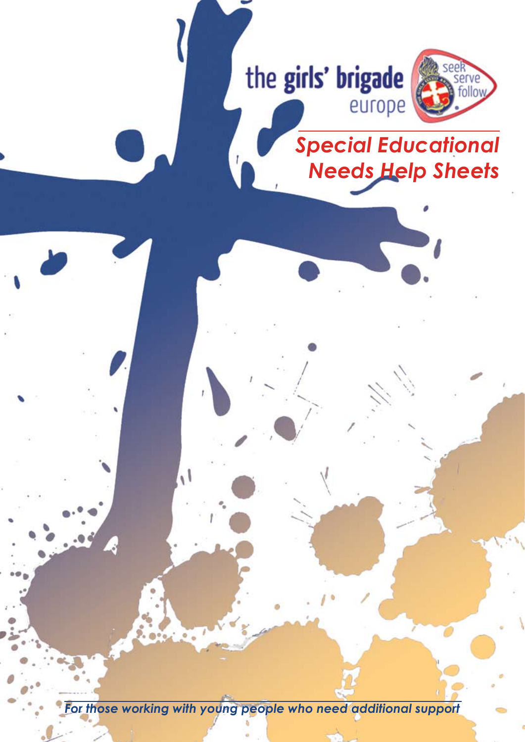the girls' brigade europe

seek serve follow

# *Special Educational Needs Help Sheets*

*For those working with young people who need additional support*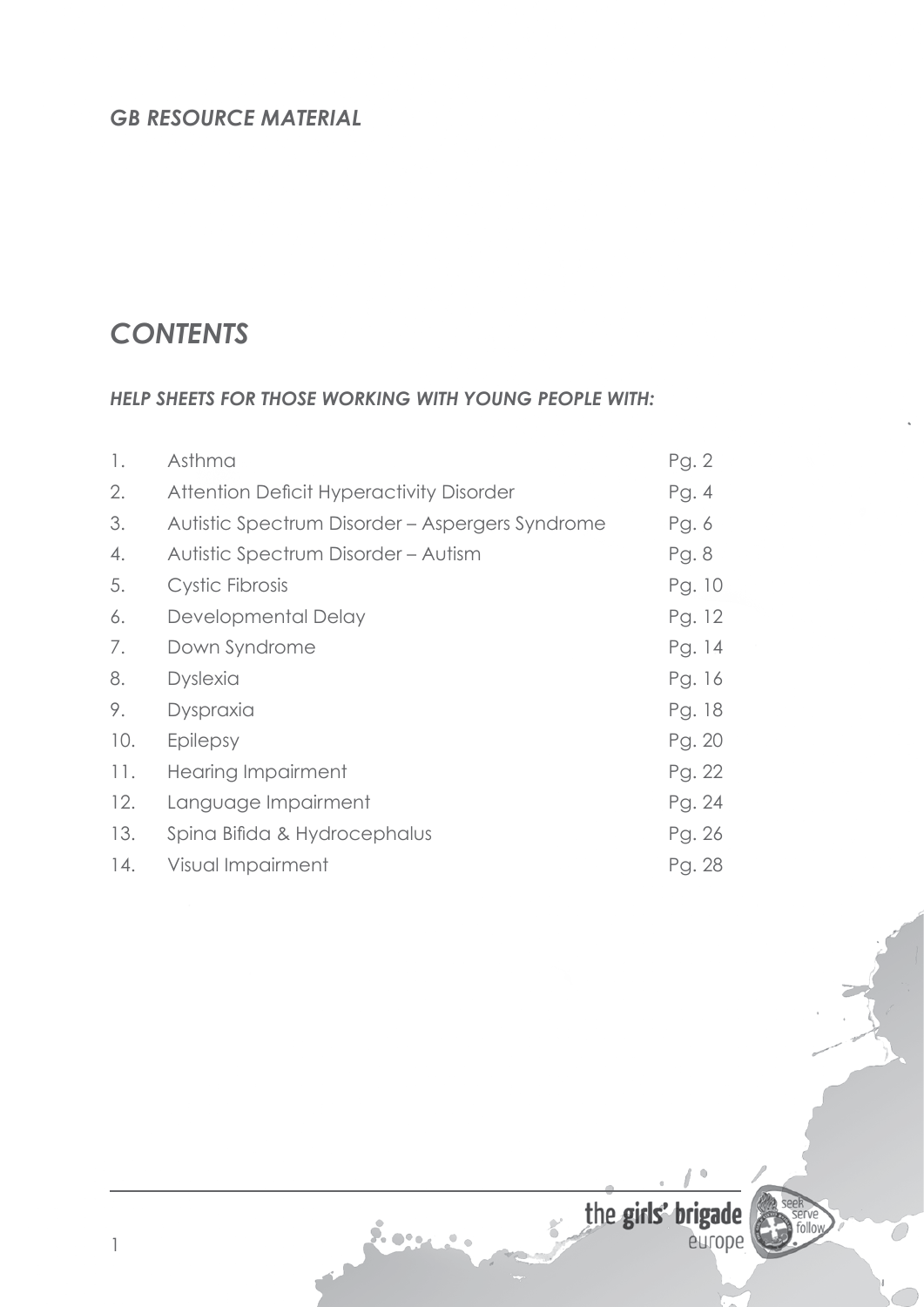*GB RESOURCE MATERIAL*

# *CONTENTS*

## *HELP SHEETS FOR THOSE WORKING WITH YOUNG PEOPLE WITH:*

| | | |
|---|---|---|
| 1. | Asthma | Pg. 2 |
| 2. | Attention Deficit Hyperactivity Disorder | Pg. 4 |
| 3. | Autistic Spectrum Disorder – Aspergers Syndrome | Pg. 6 |
| 4. | Autistic Spectrum Disorder – Autism | Pg. 8 |
| 5. | Cystic Fibrosis | Pg. 10 |
| 6. | Developmental Delay | Pg. 12 |
| 7. | Down Syndrome | Pg. 14 |
| 8. | Dyslexia | Pg. 16 |
| 9. | Dyspraxia | Pg. 18 |
| 10. | Epilepsy | Pg. 20 |
| 11. | Hearing Impairment | Pg. 22 |
| 12. | Language Impairment | Pg. 24 |
| 13. | Spina Bifida & Hydrocephalus | Pg. 26 |
| 14. | Visual Impairment | Pg. 28 |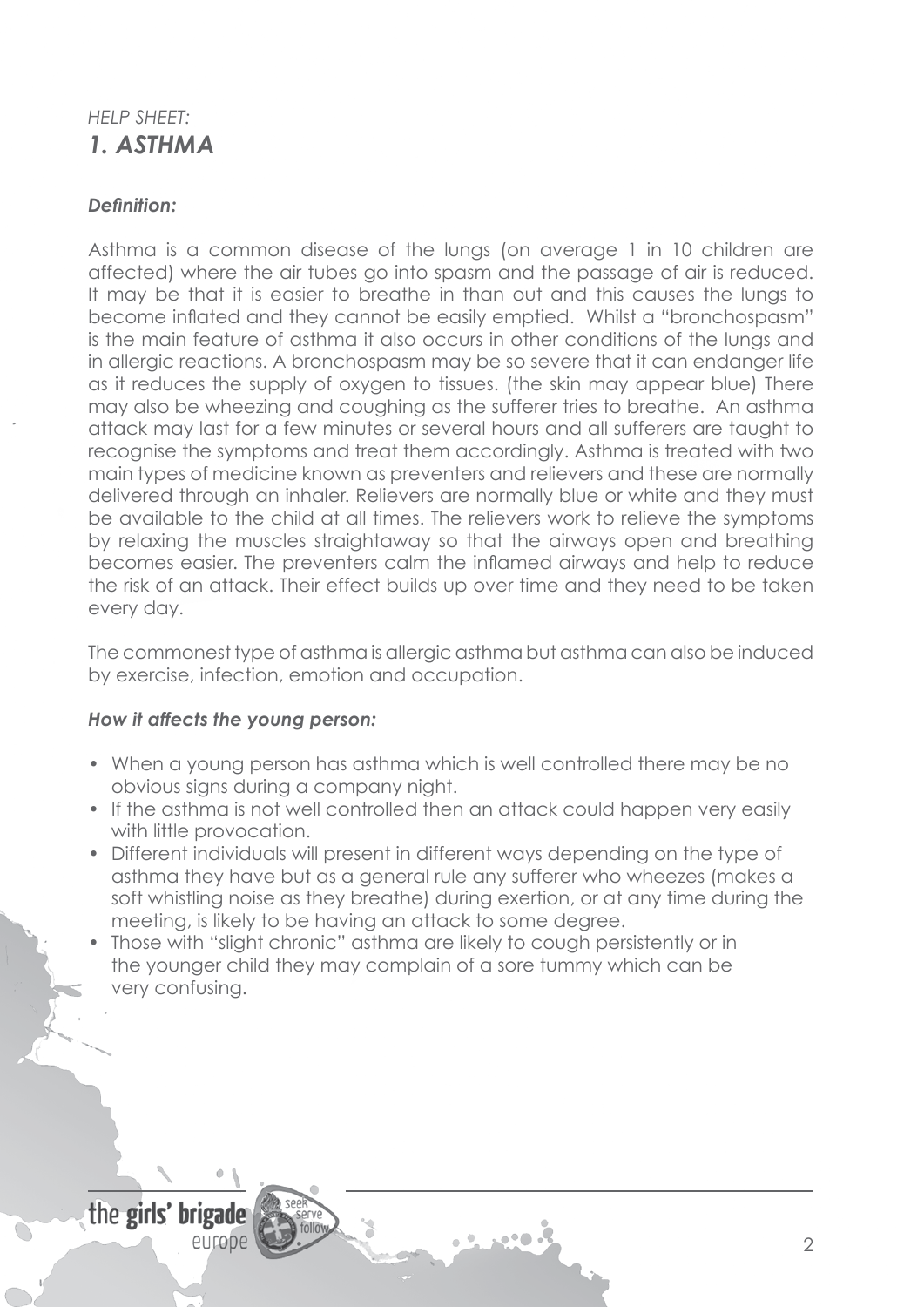*HELP SHEET:*
## *1. ASTHMA*

***Definition:***

Asthma is a common disease of the lungs (on average 1 in 10 children are affected) where the air tubes go into spasm and the passage of air is reduced. It may be that it is easier to breathe in than out and this causes the lungs to become inflated and they cannot be easily emptied. Whilst a "bronchospasm" is the main feature of asthma it also occurs in other conditions of the lungs and in allergic reactions. A bronchospasm may be so severe that it can endanger life as it reduces the supply of oxygen to tissues. (the skin may appear blue) There may also be wheezing and coughing as the sufferer tries to breathe. An asthma attack may last for a few minutes or several hours and all sufferers are taught to recognise the symptoms and treat them accordingly. Asthma is treated with two main types of medicine known as preventers and relievers and these are normally delivered through an inhaler. Relievers are normally blue or white and they must be available to the child at all times. The relievers work to relieve the symptoms by relaxing the muscles straightaway so that the airways open and breathing becomes easier. The preventers calm the inflamed airways and help to reduce the risk of an attack. Their effect builds up over time and they need to be taken every day.

The commonest type of asthma is allergic asthma but asthma can also be induced by exercise, infection, emotion and occupation.

***How it affects the young person:***

- When a young person has asthma which is well controlled there may be no obvious signs during a company night.
- If the asthma is not well controlled then an attack could happen very easily with little provocation.
- Different individuals will present in different ways depending on the type of asthma they have but as a general rule any sufferer who wheezes (makes a soft whistling noise as they breathe) during exertion, or at any time during the meeting, is likely to be having an attack to some degree.
- Those with "slight chronic" asthma are likely to cough persistently or in the younger child they may complain of a sore tummy which can be very confusing.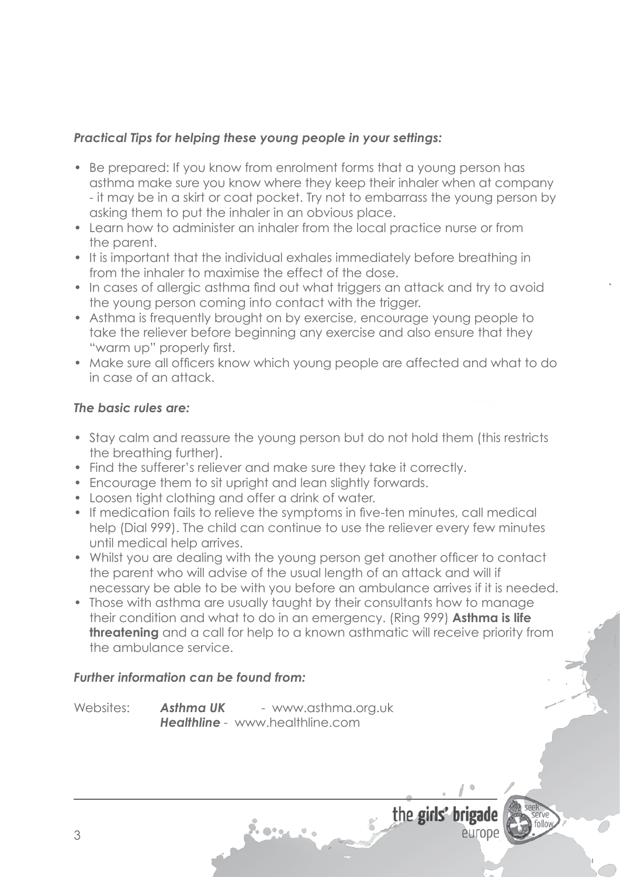### *Practical Tips for helping these young people in your settings:*

- Be prepared: If you know from enrolment forms that a young person has asthma make sure you know where they keep their inhaler when at company - it may be in a skirt or coat pocket. Try not to embarrass the young person by asking them to put the inhaler in an obvious place.
- Learn how to administer an inhaler from the local practice nurse or from the parent.
- It is important that the individual exhales immediately before breathing in from the inhaler to maximise the effect of the dose.
- In cases of allergic asthma find out what triggers an attack and try to avoid the young person coming into contact with the trigger.
- Asthma is frequently brought on by exercise, encourage young people to take the reliever before beginning any exercise and also ensure that they "warm up" properly first.
- Make sure all officers know which young people are affected and what to do in case of an attack.

### *The basic rules are:*

- Stay calm and reassure the young person but do not hold them (this restricts the breathing further).
- Find the sufferer's reliever and make sure they take it correctly.
- Encourage them to sit upright and lean slightly forwards.
- Loosen tight clothing and offer a drink of water.
- If medication fails to relieve the symptoms in five-ten minutes, call medical help (Dial 999). The child can continue to use the reliever every few minutes until medical help arrives.
- Whilst you are dealing with the young person get another officer to contact the parent who will advise of the usual length of an attack and will if necessary be able to be with you before an ambulance arrives if it is needed.
- Those with asthma are usually taught by their consultants how to manage their condition and what to do in an emergency. (Ring 999) **Asthma is life threatening** and a call for help to a known asthmatic will receive priority from the ambulance service.

### *Further information can be found from:*

Websites: ***Asthma UK*** - www.asthma.org.uk
***Healthline*** - www.healthline.com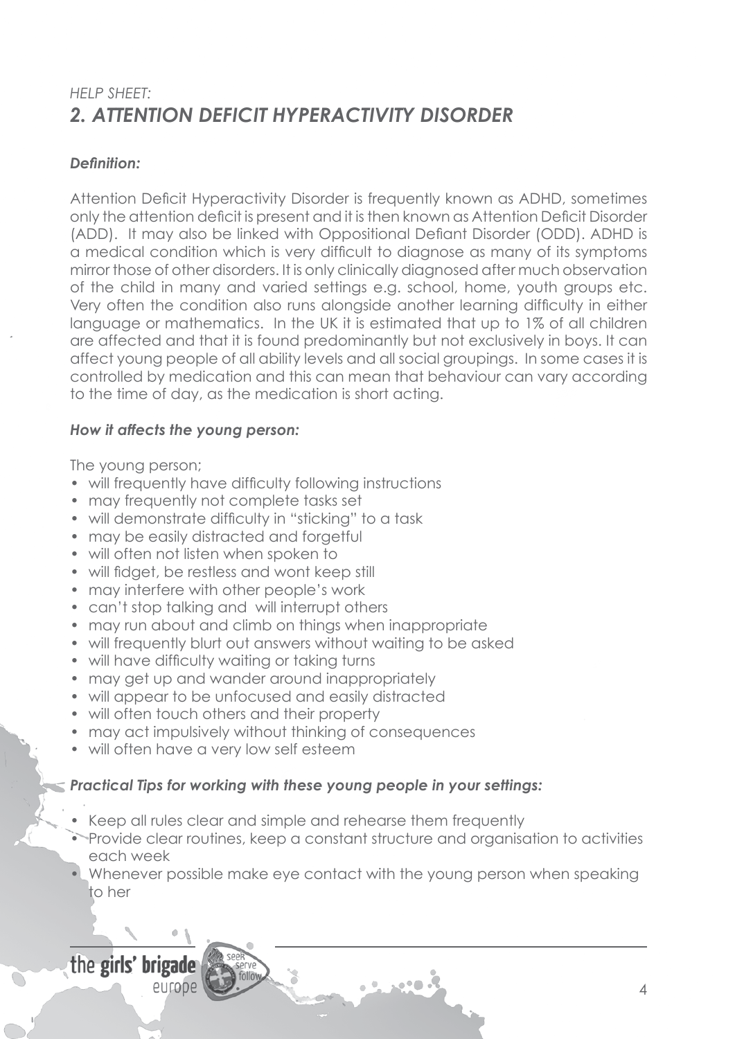*HELP SHEET:*

## *2. ATTENTION DEFICIT HYPERACTIVITY DISORDER*

***Definition:***

Attention Deficit Hyperactivity Disorder is frequently known as ADHD, sometimes only the attention deficit is present and it is then known as Attention Deficit Disorder (ADD). It may also be linked with Oppositional Defiant Disorder (ODD). ADHD is a medical condition which is very difficult to diagnose as many of its symptoms mirror those of other disorders. It is only clinically diagnosed after much observation of the child in many and varied settings e.g. school, home, youth groups etc. Very often the condition also runs alongside another learning difficulty in either language or mathematics. In the UK it is estimated that up to 1% of all children are affected and that it is found predominantly but not exclusively in boys. It can affect young people of all ability levels and all social groupings. In some cases it is controlled by medication and this can mean that behaviour can vary according to the time of day, as the medication is short acting.

***How it affects the young person:***

The young person;

- will frequently have difficulty following instructions
- may frequently not complete tasks set
- will demonstrate difficulty in "sticking" to a task
- may be easily distracted and forgetful
- will often not listen when spoken to
- will fidget, be restless and wont keep still
- may interfere with other people's work
- can't stop talking and will interrupt others
- may run about and climb on things when inappropriate
- will frequently blurt out answers without waiting to be asked
- will have difficulty waiting or taking turns
- may get up and wander around inappropriately
- will appear to be unfocused and easily distracted
- will often touch others and their property
- may act impulsively without thinking of consequences
- will often have a very low self esteem

***Practical Tips for working with these young people in your settings:***

- Keep all rules clear and simple and rehearse them frequently
- Provide clear routines, keep a constant structure and organisation to activities each week
- Whenever possible make eye contact with the young person when speaking to her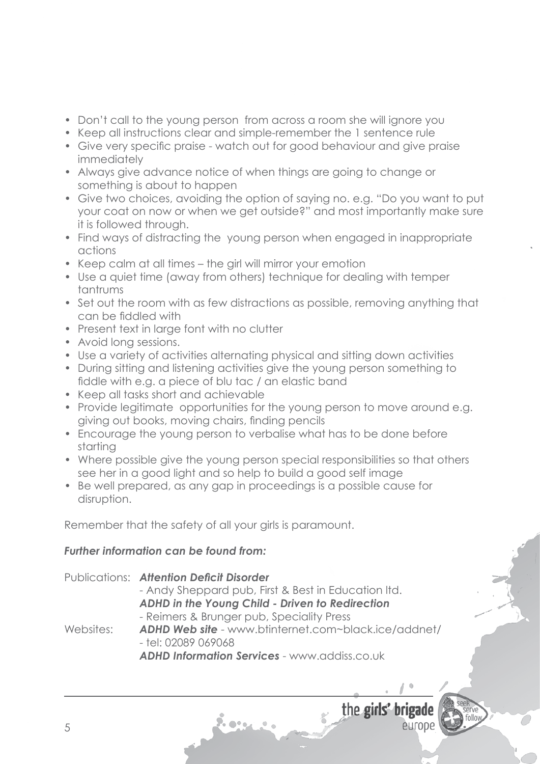- Don't call to the young person from across a room she will ignore you
- Keep all instructions clear and simple-remember the 1 sentence rule
- Give very specific praise - watch out for good behaviour and give praise immediately
- Always give advance notice of when things are going to change or something is about to happen
- Give two choices, avoiding the option of saying no. e.g. "Do you want to put your coat on now or when we get outside?" and most importantly make sure it is followed through.
- Find ways of distracting the young person when engaged in inappropriate actions
- Keep calm at all times – the girl will mirror your emotion
- Use a quiet time (away from others) technique for dealing with temper tantrums
- Set out the room with as few distractions as possible, removing anything that can be fiddled with
- Present text in large font with no clutter
- Avoid long sessions.
- Use a variety of activities alternating physical and sitting down activities
- During sitting and listening activities give the young person something to fiddle with e.g. a piece of blu tac / an elastic band
- Keep all tasks short and achievable
- Provide legitimate opportunities for the young person to move around e.g. giving out books, moving chairs, finding pencils
- Encourage the young person to verbalise what has to be done before starting
- Where possible give the young person special responsibilities so that others see her in a good light and so help to build a good self image
- Be well prepared, as any gap in proceedings is a possible cause for disruption.

Remember that the safety of all your girls is paramount.

***Further information can be found from:***

Publications: ***Attention Deficit Disorder***
- Andy Sheppard pub, First & Best in Education ltd.

***ADHD in the Young Child - Driven to Redirection***
- Reimers & Brunger pub, Speciality Press

Websites: ***ADHD Web site*** - www.btinternet.com~black.ice/addnet/
- tel: 02089 069068

***ADHD Information Services*** - www.addiss.co.uk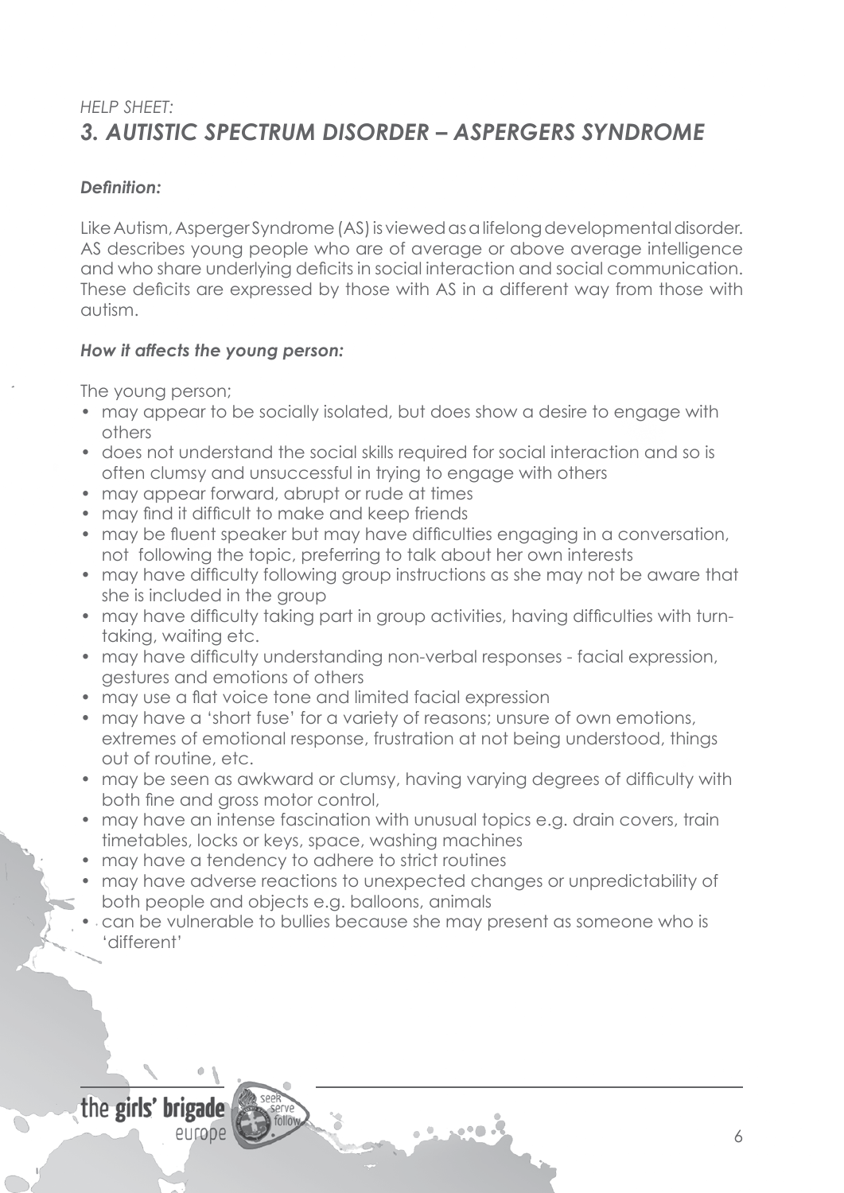*HELP SHEET:*

## *3. AUTISTIC SPECTRUM DISORDER – ASPERGERS SYNDROME*

### *Definition:*

Like Autism, Asperger Syndrome (AS) is viewed as a lifelong developmental disorder. AS describes young people who are of average or above average intelligence and who share underlying deficits in social interaction and social communication. These deficits are expressed by those with AS in a different way from those with autism.

### *How it affects the young person:*

The young person;

- may appear to be socially isolated, but does show a desire to engage with others
- does not understand the social skills required for social interaction and so is often clumsy and unsuccessful in trying to engage with others
- may appear forward, abrupt or rude at times
- may find it difficult to make and keep friends
- may be fluent speaker but may have difficulties engaging in a conversation, not following the topic, preferring to talk about her own interests
- may have difficulty following group instructions as she may not be aware that she is included in the group
- may have difficulty taking part in group activities, having difficulties with turn-taking, waiting etc.
- may have difficulty understanding non-verbal responses - facial expression, gestures and emotions of others
- may use a flat voice tone and limited facial expression
- may have a 'short fuse' for a variety of reasons; unsure of own emotions, extremes of emotional response, frustration at not being understood, things out of routine, etc.
- may be seen as awkward or clumsy, having varying degrees of difficulty with both fine and gross motor control,
- may have an intense fascination with unusual topics e.g. drain covers, train timetables, locks or keys, space, washing machines
- may have a tendency to adhere to strict routines
- may have adverse reactions to unexpected changes or unpredictability of both people and objects e.g. balloons, animals
- can be vulnerable to bullies because she may present as someone who is 'different'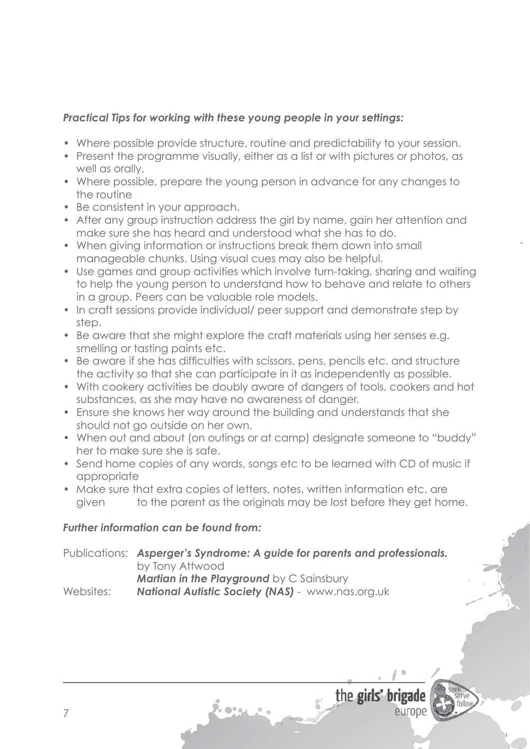***Practical Tips for working with these young people in your settings:***

- Where possible provide structure, routine and predictability to your session.
- Present the programme visually, either as a list or with pictures or photos, as well as orally.
- Where possible, prepare the young person in advance for any changes to the routine
- Be consistent in your approach.
- After any group instruction address the girl by name, gain her attention and make sure she has heard and understood what she has to do.
- When giving information or instructions break them down into small manageable chunks. Using visual cues may also be helpful.
- Use games and group activities which involve turn-taking, sharing and waiting to help the young person to understand how to behave and relate to others in a group. Peers can be valuable role models.
- In craft sessions provide individual/ peer support and demonstrate step by step.
- Be aware that she might explore the craft materials using her senses e.g. smelling or tasting paints etc.
- Be aware if she has difficulties with scissors, pens, pencils etc. and structure the activity so that she can participate in it as independently as possible.
- With cookery activities be doubly aware of dangers of tools, cookers and hot substances, as she may have no awareness of danger.
- Ensure she knows her way around the building and understands that she should not go outside on her own.
- When out and about (on outings or at camp) designate someone to "buddy" her to make sure she is safe.
- Send home copies of any words, songs etc to be learned with CD of music if appropriate
- Make sure that extra copies of letters, notes, written information etc. are given to the parent as the originals may be lost before they get home.

***Further information can be found from:***

Publications: ***Asperger's Syndrome: A guide for parents and professionals.*** by Tony Attwood
***Martian in the Playground*** by C Sainsbury

Websites: ***National Autistic Society (NAS)*** - www.nas.org.uk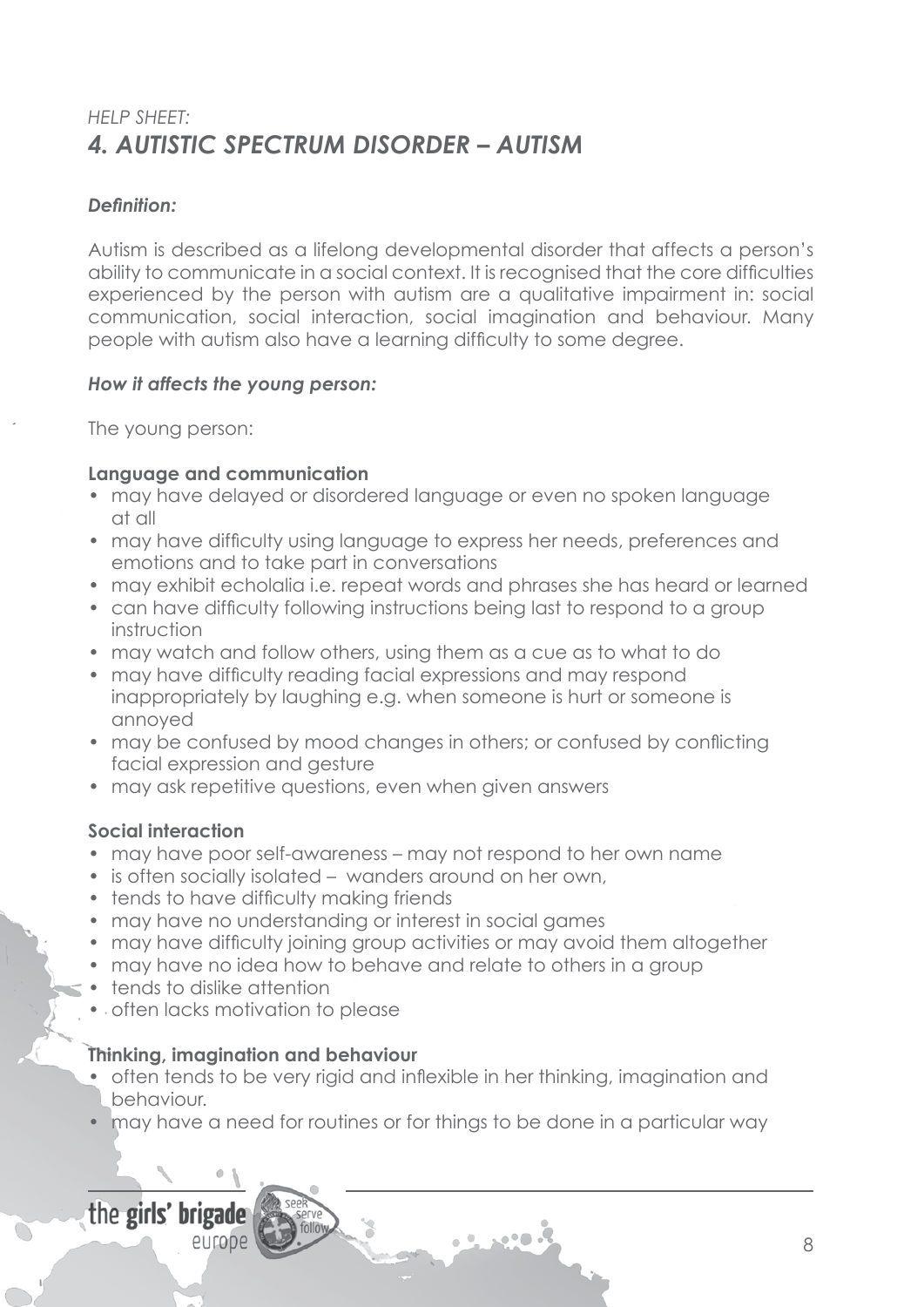*HELP SHEET:*

## *4. AUTISTIC SPECTRUM DISORDER – AUTISM*

***Definition:***

Autism is described as a lifelong developmental disorder that affects a person's ability to communicate in a social context. It is recognised that the core difficulties experienced by the person with autism are a qualitative impairment in: social communication, social interaction, social imagination and behaviour. Many people with autism also have a learning difficulty to some degree.

***How it affects the young person:***

The young person:

**Language and communication**

- may have delayed or disordered language or even no spoken language at all
- may have difficulty using language to express her needs, preferences and emotions and to take part in conversations
- may exhibit echolalia i.e. repeat words and phrases she has heard or learned
- can have difficulty following instructions being last to respond to a group instruction
- may watch and follow others, using them as a cue as to what to do
- may have difficulty reading facial expressions and may respond inappropriately by laughing e.g. when someone is hurt or someone is annoyed
- may be confused by mood changes in others; or confused by conflicting facial expression and gesture
- may ask repetitive questions, even when given answers

**Social interaction**

- may have poor self-awareness – may not respond to her own name
- is often socially isolated – wanders around on her own,
- tends to have difficulty making friends
- may have no understanding or interest in social games
- may have difficulty joining group activities or may avoid them altogether
- may have no idea how to behave and relate to others in a group
- tends to dislike attention
- often lacks motivation to please

**Thinking, imagination and behaviour**

- often tends to be very rigid and inflexible in her thinking, imagination and behaviour.
- may have a need for routines or for things to be done in a particular way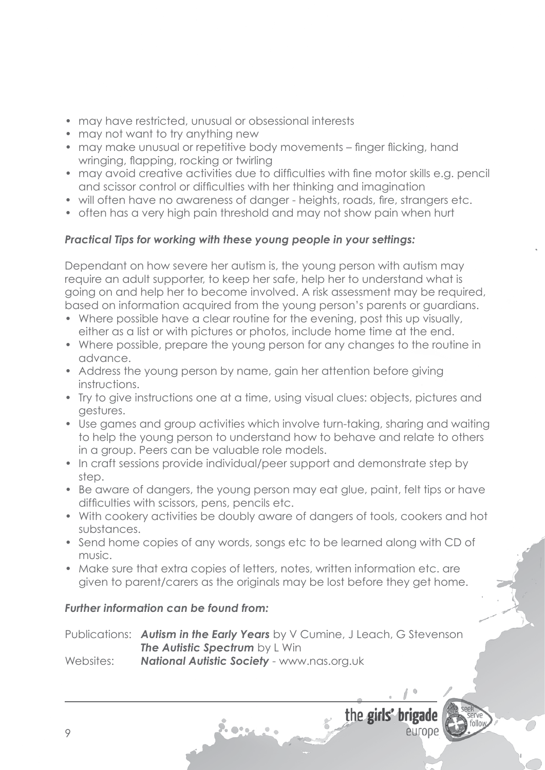- may have restricted, unusual or obsessional interests
- may not want to try anything new
- may make unusual or repetitive body movements – finger flicking, hand wringing, flapping, rocking or twirling
- may avoid creative activities due to difficulties with fine motor skills e.g. pencil and scissor control or difficulties with her thinking and imagination
- will often have no awareness of danger - heights, roads, fire, strangers etc.
- often has a very high pain threshold and may not show pain when hurt

***Practical Tips for working with these young people in your settings:***

Dependant on how severe her autism is, the young person with autism may require an adult supporter, to keep her safe, help her to understand what is going on and help her to become involved. A risk assessment may be required, based on information acquired from the young person's parents or guardians.

- Where possible have a clear routine for the evening, post this up visually, either as a list or with pictures or photos, include home time at the end.
- Where possible, prepare the young person for any changes to the routine in advance.
- Address the young person by name, gain her attention before giving instructions.
- Try to give instructions one at a time, using visual clues: objects, pictures and gestures.
- Use games and group activities which involve turn-taking, sharing and waiting to help the young person to understand how to behave and relate to others in a group. Peers can be valuable role models.
- In craft sessions provide individual/peer support and demonstrate step by step.
- Be aware of dangers, the young person may eat glue, paint, felt tips or have difficulties with scissors, pens, pencils etc.
- With cookery activities be doubly aware of dangers of tools, cookers and hot substances.
- Send home copies of any words, songs etc to be learned along with CD of music.
- Make sure that extra copies of letters, notes, written information etc. are given to parent/carers as the originals may be lost before they get home.

***Further information can be found from:***

Publications: ***Autism in the Early Years*** by V Cumine, J Leach, G Stevenson
***The Autistic Spectrum*** by L Win

Websites: ***National Autistic Society*** - www.nas.org.uk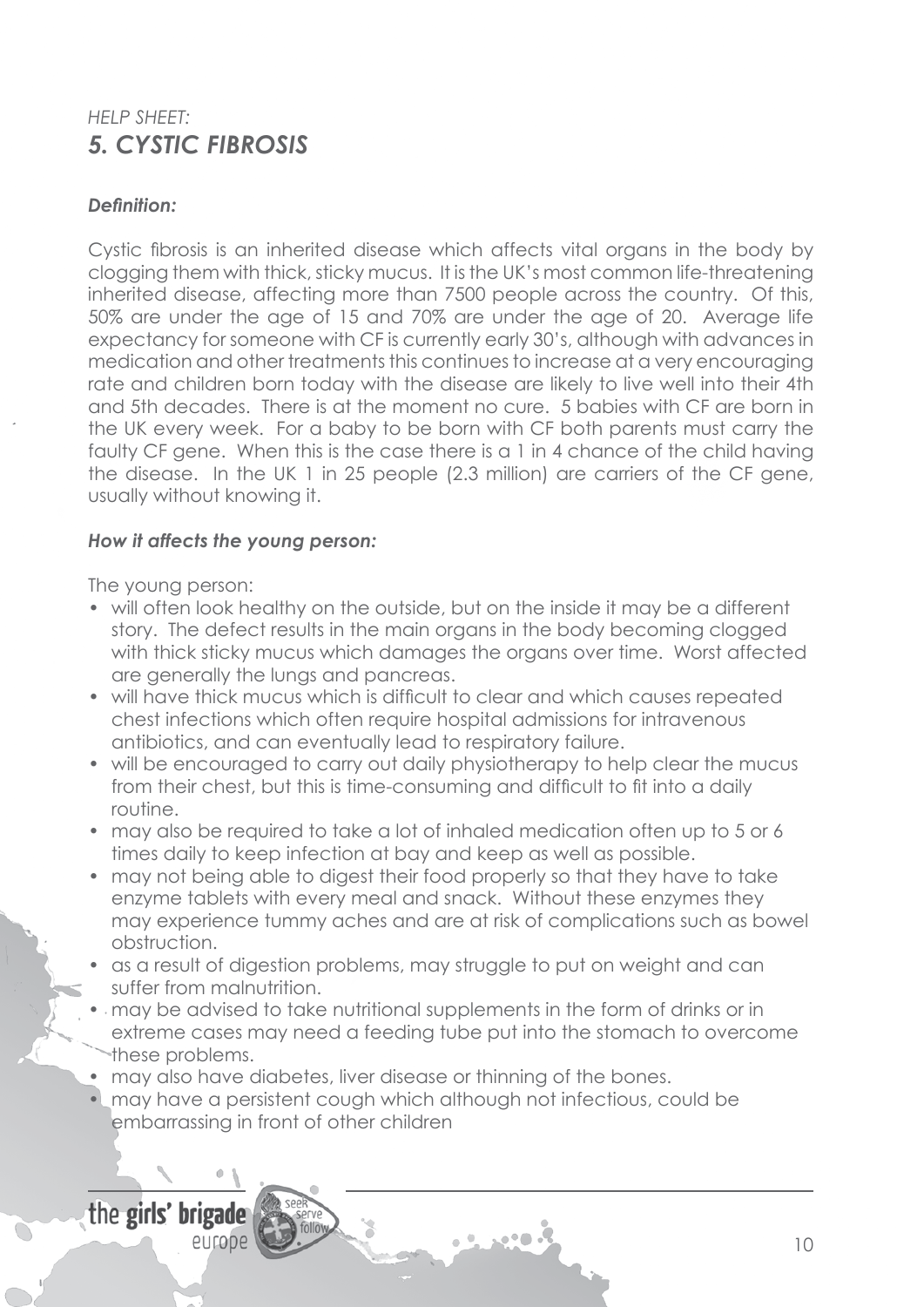*HELP SHEET:*
## *5. CYSTIC FIBROSIS*

***Definition:***

Cystic fibrosis is an inherited disease which affects vital organs in the body by clogging them with thick, sticky mucus. It is the UK's most common life-threatening inherited disease, affecting more than 7500 people across the country. Of this, 50% are under the age of 15 and 70% are under the age of 20. Average life expectancy for someone with CF is currently early 30's, although with advances in medication and other treatments this continues to increase at a very encouraging rate and children born today with the disease are likely to live well into their 4th and 5th decades. There is at the moment no cure. 5 babies with CF are born in the UK every week. For a baby to be born with CF both parents must carry the faulty CF gene. When this is the case there is a 1 in 4 chance of the child having the disease. In the UK 1 in 25 people (2.3 million) are carriers of the CF gene, usually without knowing it.

***How it affects the young person:***

The young person:

- will often look healthy on the outside, but on the inside it may be a different story. The defect results in the main organs in the body becoming clogged with thick sticky mucus which damages the organs over time. Worst affected are generally the lungs and pancreas.
- will have thick mucus which is difficult to clear and which causes repeated chest infections which often require hospital admissions for intravenous antibiotics, and can eventually lead to respiratory failure.
- will be encouraged to carry out daily physiotherapy to help clear the mucus from their chest, but this is time-consuming and difficult to fit into a daily routine.
- may also be required to take a lot of inhaled medication often up to 5 or 6 times daily to keep infection at bay and keep as well as possible.
- may not being able to digest their food properly so that they have to take enzyme tablets with every meal and snack. Without these enzymes they may experience tummy aches and are at risk of complications such as bowel obstruction.
- as a result of digestion problems, may struggle to put on weight and can suffer from malnutrition.
- may be advised to take nutritional supplements in the form of drinks or in extreme cases may need a feeding tube put into the stomach to overcome these problems.
- may also have diabetes, liver disease or thinning of the bones.
- may have a persistent cough which although not infectious, could be embarrassing in front of other children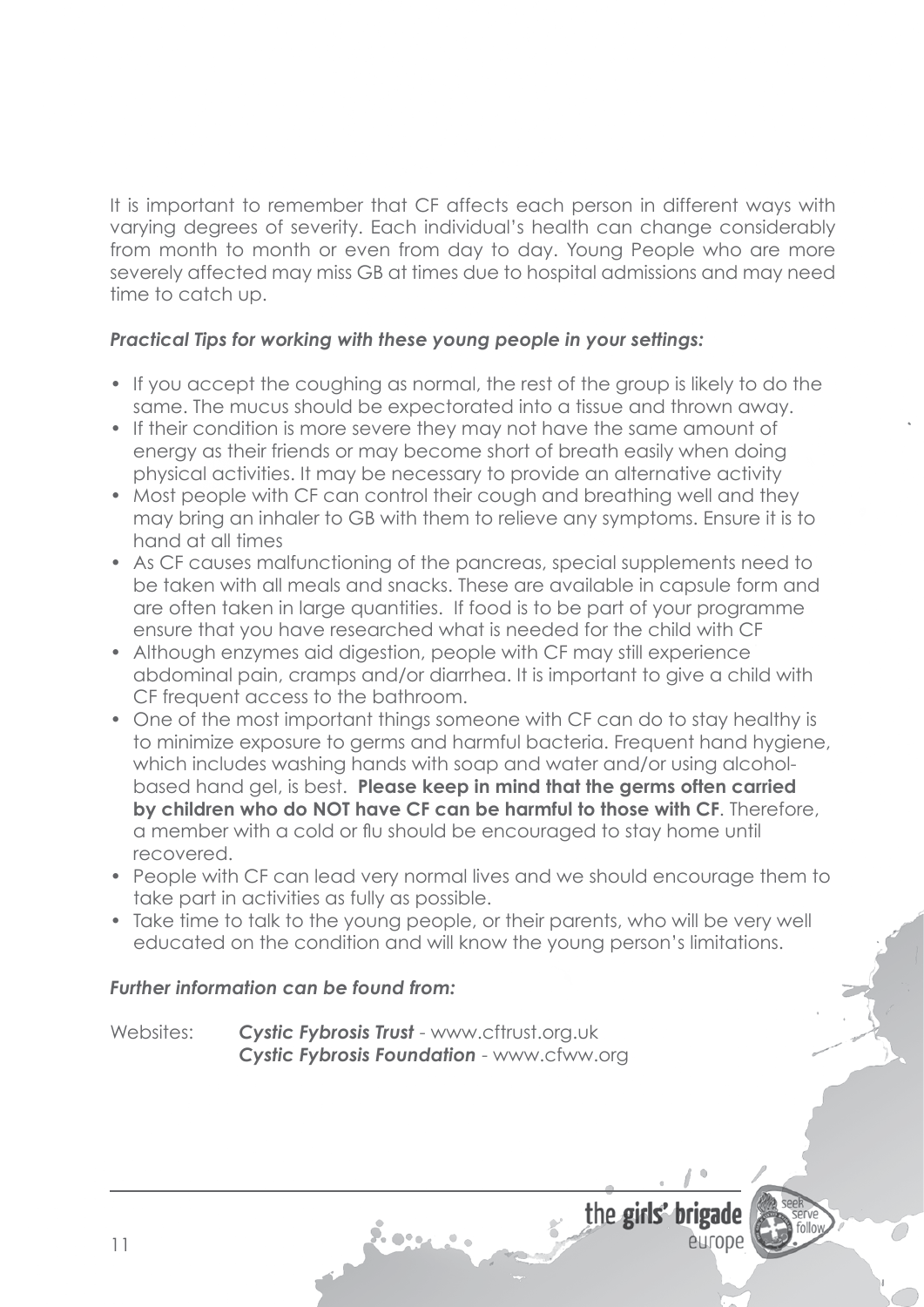It is important to remember that CF affects each person in different ways with varying degrees of severity. Each individual's health can change considerably from month to month or even from day to day. Young People who are more severely affected may miss GB at times due to hospital admissions and may need time to catch up.

***Practical Tips for working with these young people in your settings:***

- If you accept the coughing as normal, the rest of the group is likely to do the same. The mucus should be expectorated into a tissue and thrown away.
- If their condition is more severe they may not have the same amount of energy as their friends or may become short of breath easily when doing physical activities. It may be necessary to provide an alternative activity
- Most people with CF can control their cough and breathing well and they may bring an inhaler to GB with them to relieve any symptoms. Ensure it is to hand at all times
- As CF causes malfunctioning of the pancreas, special supplements need to be taken with all meals and snacks. These are available in capsule form and are often taken in large quantities. If food is to be part of your programme ensure that you have researched what is needed for the child with CF
- Although enzymes aid digestion, people with CF may still experience abdominal pain, cramps and/or diarrhea. It is important to give a child with CF frequent access to the bathroom.
- One of the most important things someone with CF can do to stay healthy is to minimize exposure to germs and harmful bacteria. Frequent hand hygiene, which includes washing hands with soap and water and/or using alcohol-based hand gel, is best. **Please keep in mind that the germs often carried by children who do NOT have CF can be harmful to those with CF**. Therefore, a member with a cold or flu should be encouraged to stay home until recovered.
- People with CF can lead very normal lives and we should encourage them to take part in activities as fully as possible.
- Take time to talk to the young people, or their parents, who will be very well educated on the condition and will know the young person's limitations.

***Further information can be found from:***

Websites: ***Cystic Fybrosis Trust*** - www.cftrust.org.uk
***Cystic Fybrosis Foundation*** - www.cfww.org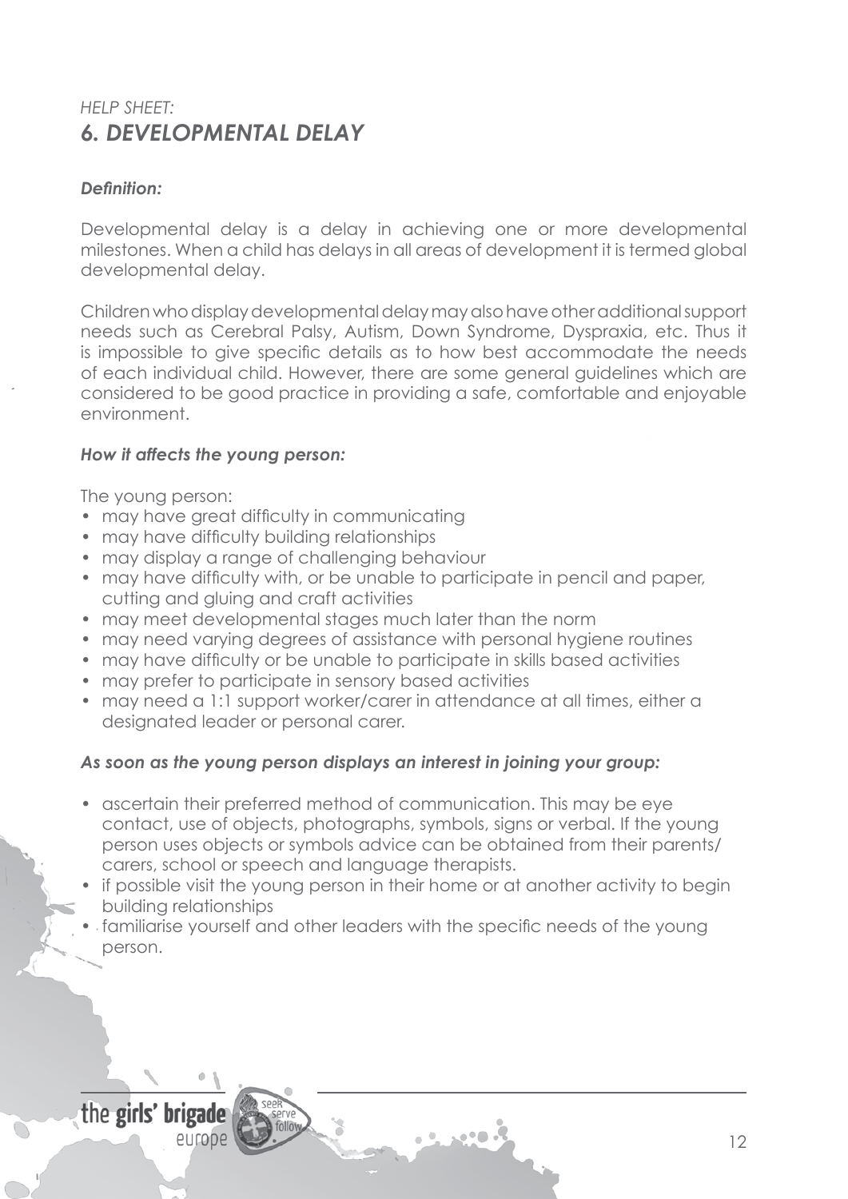*HELP SHEET:*

# *6. DEVELOPMENTAL DELAY*

***Definition:***

Developmental delay is a delay in achieving one or more developmental milestones. When a child has delays in all areas of development it is termed global developmental delay.

Children who display developmental delay may also have other additional support needs such as Cerebral Palsy, Autism, Down Syndrome, Dyspraxia, etc. Thus it is impossible to give specific details as to how best accommodate the needs of each individual child. However, there are some general guidelines which are considered to be good practice in providing a safe, comfortable and enjoyable environment.

***How it affects the young person:***

The young person:

- may have great difficulty in communicating
- may have difficulty building relationships
- may display a range of challenging behaviour
- may have difficulty with, or be unable to participate in pencil and paper, cutting and gluing and craft activities
- may meet developmental stages much later than the norm
- may need varying degrees of assistance with personal hygiene routines
- may have difficulty or be unable to participate in skills based activities
- may prefer to participate in sensory based activities
- may need a 1:1 support worker/carer in attendance at all times, either a designated leader or personal carer.

***As soon as the young person displays an interest in joining your group:***

- ascertain their preferred method of communication. This may be eye contact, use of objects, photographs, symbols, signs or verbal. If the young person uses objects or symbols advice can be obtained from their parents/ carers, school or speech and language therapists.
- if possible visit the young person in their home or at another activity to begin building relationships
- familiarise yourself and other leaders with the specific needs of the young person.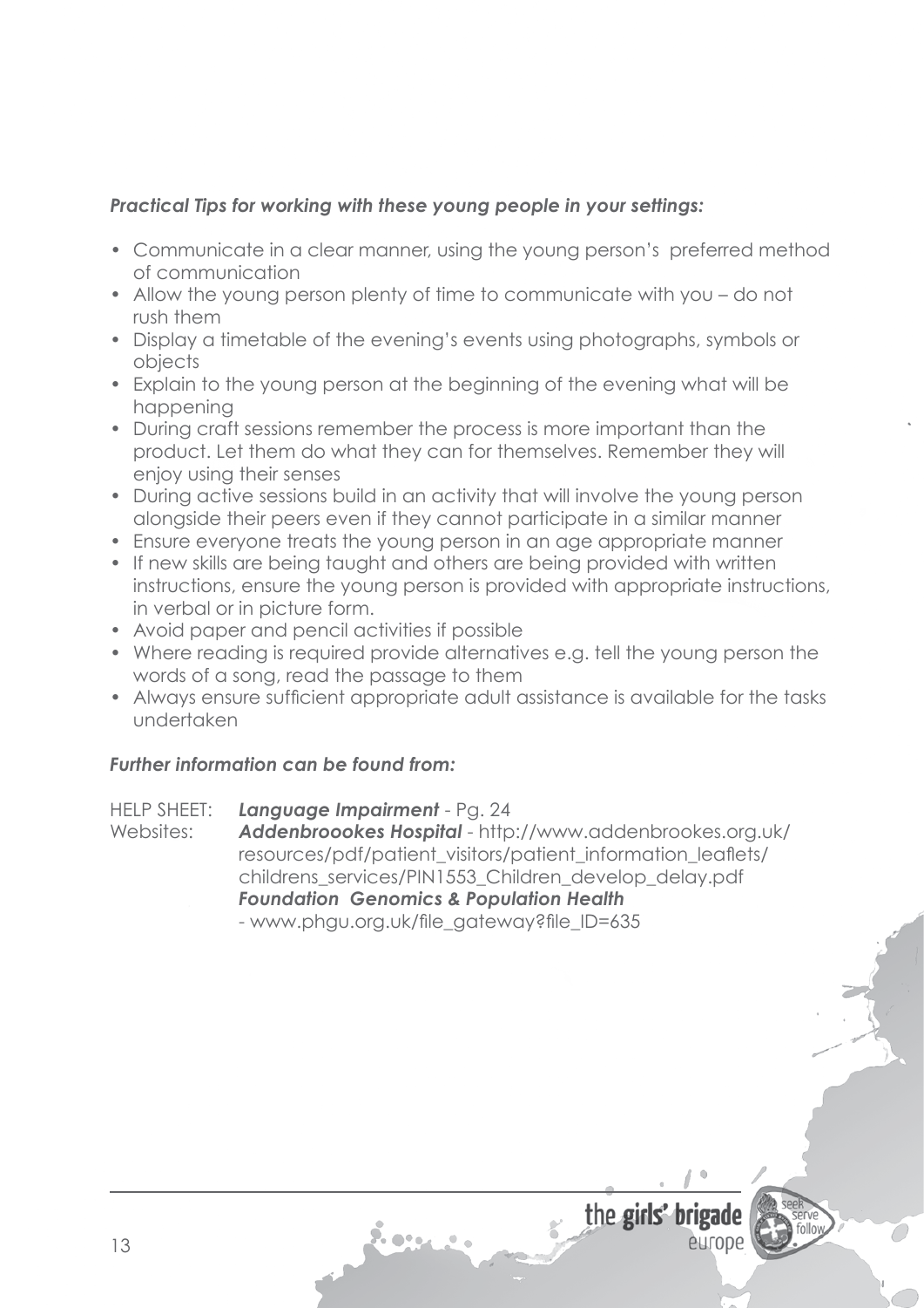***Practical Tips for working with these young people in your settings:***

- Communicate in a clear manner, using the young person's preferred method of communication
- Allow the young person plenty of time to communicate with you – do not rush them
- Display a timetable of the evening's events using photographs, symbols or objects
- Explain to the young person at the beginning of the evening what will be happening
- During craft sessions remember the process is more important than the product. Let them do what they can for themselves. Remember they will enjoy using their senses
- During active sessions build in an activity that will involve the young person alongside their peers even if they cannot participate in a similar manner
- Ensure everyone treats the young person in an age appropriate manner
- If new skills are being taught and others are being provided with written instructions, ensure the young person is provided with appropriate instructions, in verbal or in picture form.
- Avoid paper and pencil activities if possible
- Where reading is required provide alternatives e.g. tell the young person the words of a song, read the passage to them
- Always ensure sufficient appropriate adult assistance is available for the tasks undertaken

***Further information can be found from:***

HELP SHEET: ***Language Impairment*** - Pg. 24

Websites: ***Addenbroookes Hospital*** - http://www.addenbrookes.org.uk/resources/pdf/patient_visitors/patient_information_leaflets/childrens_services/PIN1553_Children_develop_delay.pdf

***Foundation Genomics & Population Health*** - www.phgu.org.uk/file_gateway?file_ID=635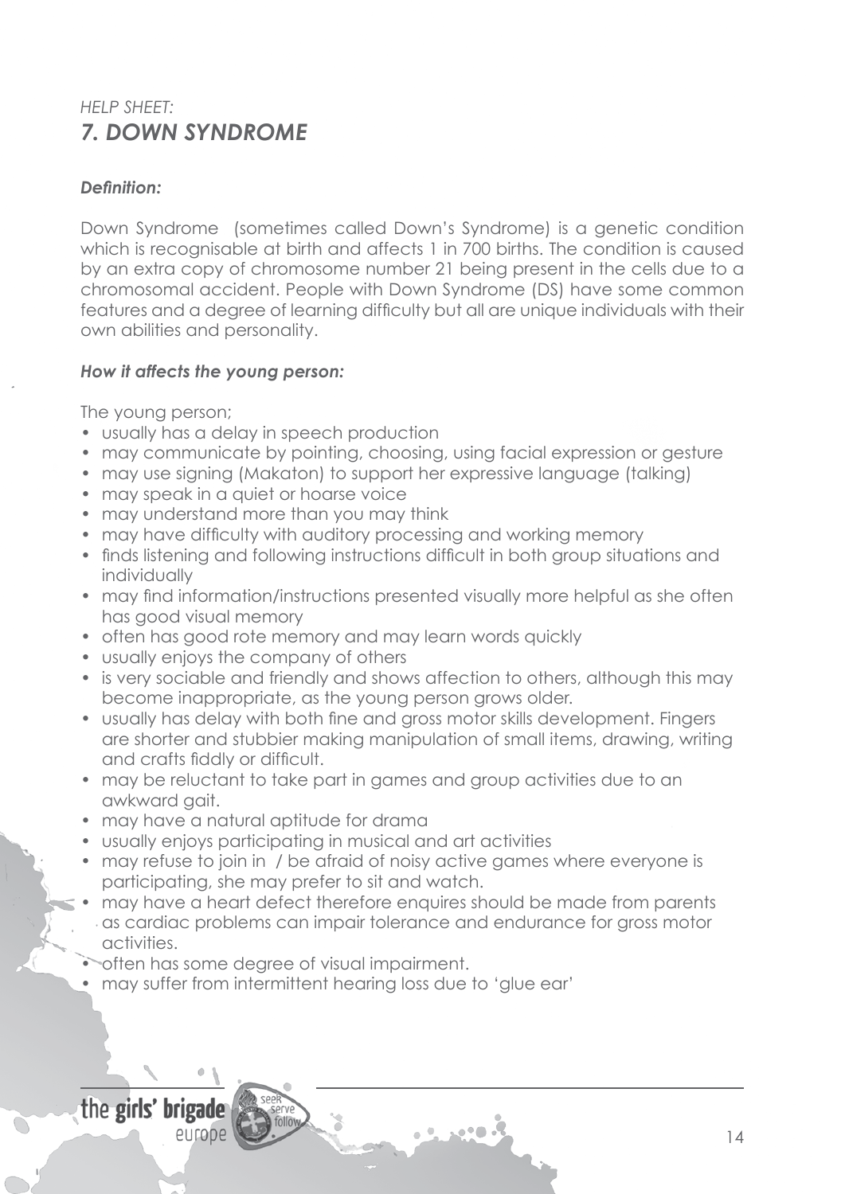*HELP SHEET:*
## *7. DOWN SYNDROME*

***Definition:***

Down Syndrome  (sometimes called Down's Syndrome) is a genetic condition which is recognisable at birth and affects 1 in 700 births. The condition is caused by an extra copy of chromosome number 21 being present in the cells due to a chromosomal accident. People with Down Syndrome (DS) have some common features and a degree of learning difficulty but all are unique individuals with their own abilities and personality.

***How it affects the young person:***

The young person;

- usually has a delay in speech production
- may communicate by pointing, choosing, using facial expression or gesture
- may use signing (Makaton) to support her expressive language (talking)
- may speak in a quiet or hoarse voice
- may understand more than you may think
- may have difficulty with auditory processing and working memory
- finds listening and following instructions difficult in both group situations and individually
- may find information/instructions presented visually more helpful as she often has good visual memory
- often has good rote memory and may learn words quickly
- usually enjoys the company of others
- is very sociable and friendly and shows affection to others, although this may become inappropriate, as the young person grows older.
- usually has delay with both fine and gross motor skills development. Fingers are shorter and stubbier making manipulation of small items, drawing, writing and crafts fiddly or difficult.
- may be reluctant to take part in games and group activities due to an awkward gait.
- may have a natural aptitude for drama
- usually enjoys participating in musical and art activities
- may refuse to join in  / be afraid of noisy active games where everyone is participating, she may prefer to sit and watch.
- may have a heart defect therefore enquires should be made from parents as cardiac problems can impair tolerance and endurance for gross motor activities.
- often has some degree of visual impairment.
- may suffer from intermittent hearing loss due to 'glue ear'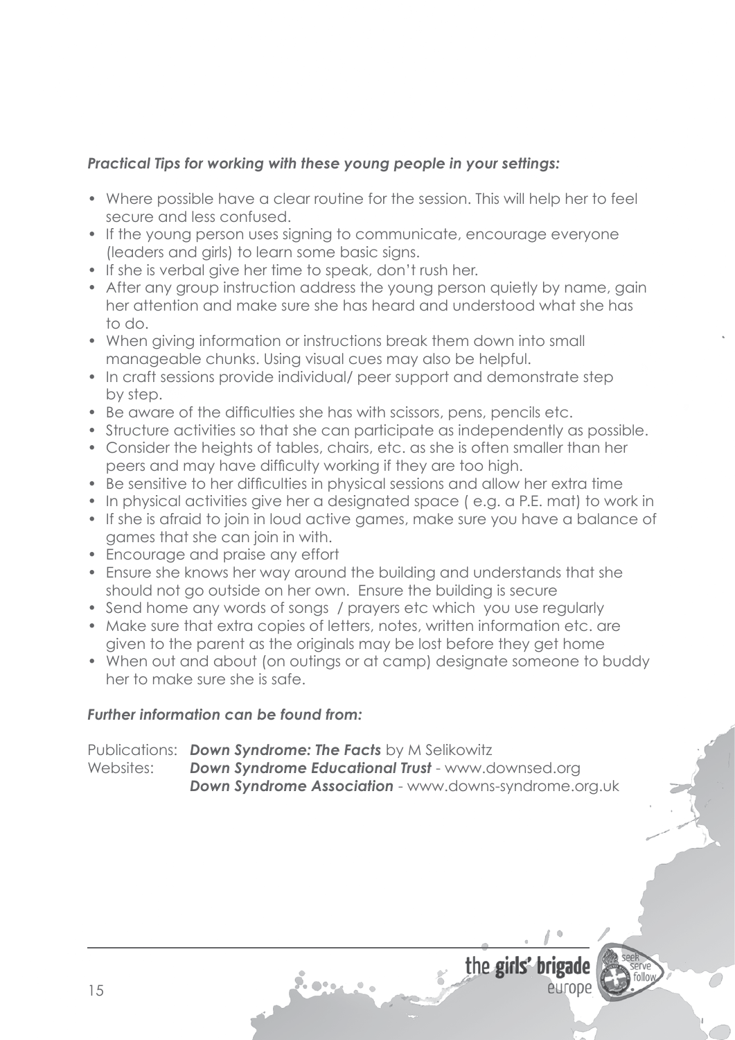***Practical Tips for working with these young people in your settings:***

- Where possible have a clear routine for the session. This will help her to feel secure and less confused.
- If the young person uses signing to communicate, encourage everyone (leaders and girls) to learn some basic signs.
- If she is verbal give her time to speak, don't rush her.
- After any group instruction address the young person quietly by name, gain her attention and make sure she has heard and understood what she has to do.
- When giving information or instructions break them down into small manageable chunks. Using visual cues may also be helpful.
- In craft sessions provide individual/ peer support and demonstrate step by step.
- Be aware of the difficulties she has with scissors, pens, pencils etc.
- Structure activities so that she can participate as independently as possible.
- Consider the heights of tables, chairs, etc. as she is often smaller than her peers and may have difficulty working if they are too high.
- Be sensitive to her difficulties in physical sessions and allow her extra time
- In physical activities give her a designated space ( e.g. a P.E. mat) to work in
- If she is afraid to join in loud active games, make sure you have a balance of games that she can join in with.
- Encourage and praise any effort
- Ensure she knows her way around the building and understands that she should not go outside on her own. Ensure the building is secure
- Send home any words of songs / prayers etc which you use regularly
- Make sure that extra copies of letters, notes, written information etc. are given to the parent as the originals may be lost before they get home
- When out and about (on outings or at camp) designate someone to buddy her to make sure she is safe.

***Further information can be found from:***

Publications: ***Down Syndrome: The Facts*** by M Selikowitz
Websites: ***Down Syndrome Educational Trust*** - www.downsed.org
***Down Syndrome Association*** - www.downs-syndrome.org.uk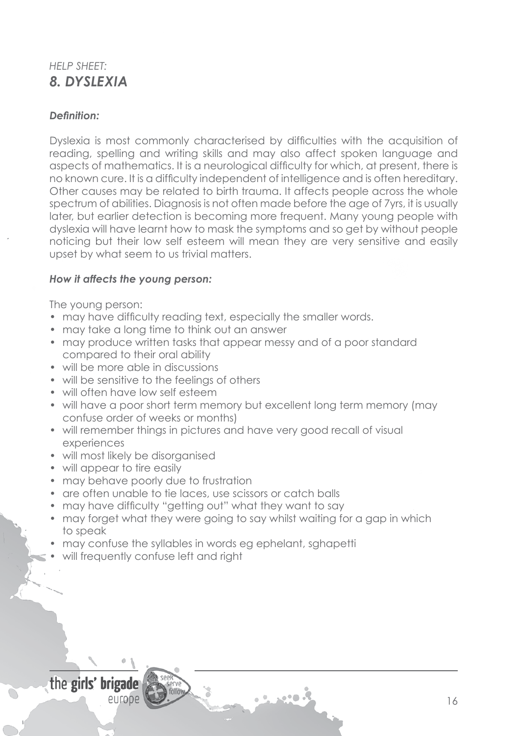*HELP SHEET:*
# *8. DYSLEXIA*

### *Definition:*

Dyslexia is most commonly characterised by difficulties with the acquisition of reading, spelling and writing skills and may also affect spoken language and aspects of mathematics. It is a neurological difficulty for which, at present, there is no known cure. It is a difficulty independent of intelligence and is often hereditary. Other causes may be related to birth trauma. It affects people across the whole spectrum of abilities. Diagnosis is not often made before the age of 7yrs, it is usually later, but earlier detection is becoming more frequent. Many young people with dyslexia will have learnt how to mask the symptoms and so get by without people noticing but their low self esteem will mean they are very sensitive and easily upset by what seem to us trivial matters.

### *How it affects the young person:*

The young person:

- may have difficulty reading text, especially the smaller words.
- may take a long time to think out an answer
- may produce written tasks that appear messy and of a poor standard compared to their oral ability
- will be more able in discussions
- will be sensitive to the feelings of others
- will often have low self esteem
- will have a poor short term memory but excellent long term memory (may confuse order of weeks or months)
- will remember things in pictures and have very good recall of visual experiences
- will most likely be disorganised
- will appear to tire easily
- may behave poorly due to frustration
- are often unable to tie laces, use scissors or catch balls
- may have difficulty "getting out" what they want to say
- may forget what they were going to say whilst waiting for a gap in which to speak
- may confuse the syllables in words eg ephelant, sghapetti
- will frequently confuse left and right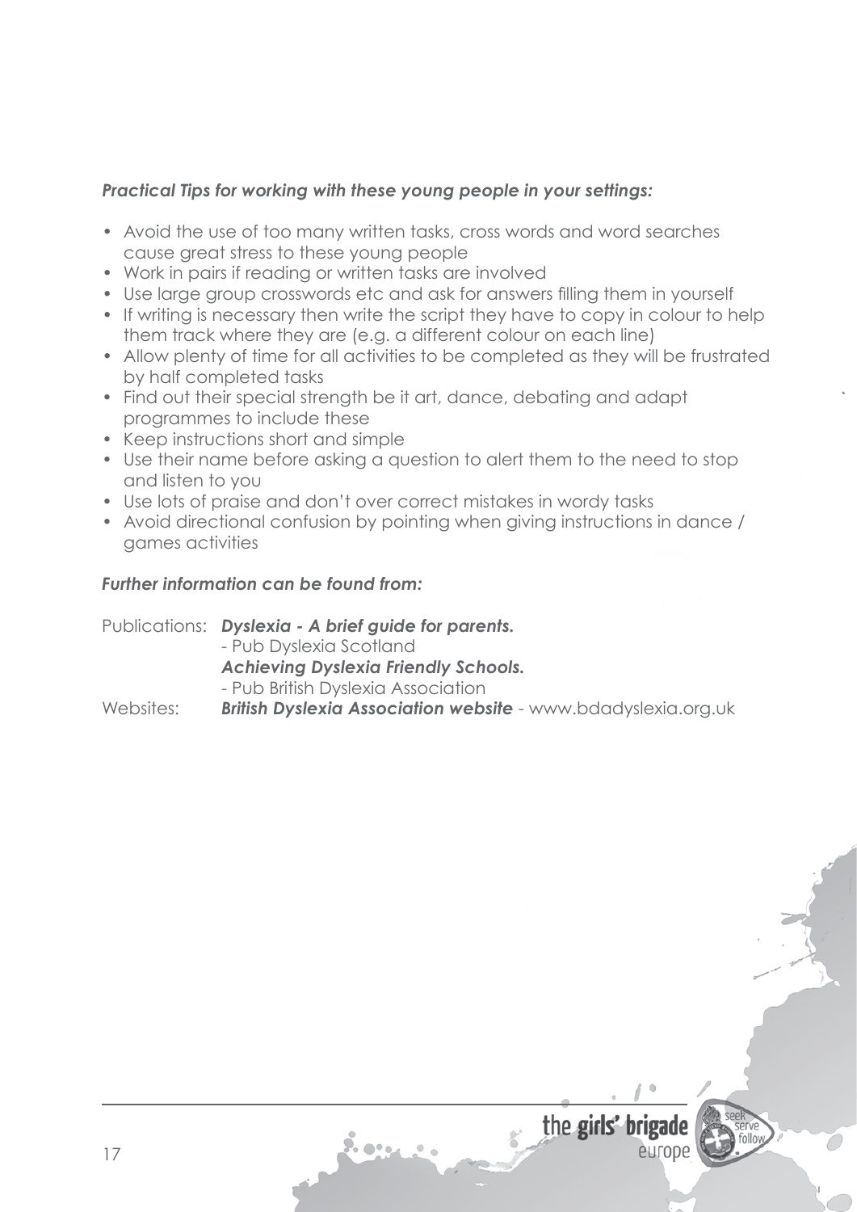***Practical Tips for working with these young people in your settings:***

- Avoid the use of too many written tasks, cross words and word searches cause great stress to these young people
- Work in pairs if reading or written tasks are involved
- Use large group crosswords etc and ask for answers filling them in yourself
- If writing is necessary then write the script they have to copy in colour to help them track where they are (e.g. a different colour on each line)
- Allow plenty of time for all activities to be completed as they will be frustrated by half completed tasks
- Find out their special strength be it art, dance, debating and adapt programmes to include these
- Keep instructions short and simple
- Use their name before asking a question to alert them to the need to stop and listen to you
- Use lots of praise and don't over correct mistakes in wordy tasks
- Avoid directional confusion by pointing when giving instructions in dance / games activities

***Further information can be found from:***

Publications: ***Dyslexia - A brief guide for parents.***
- Pub Dyslexia Scotland

***Achieving Dyslexia Friendly Schools.***
- Pub British Dyslexia Association

Websites: ***British Dyslexia Association website*** - www.bdadyslexia.org.uk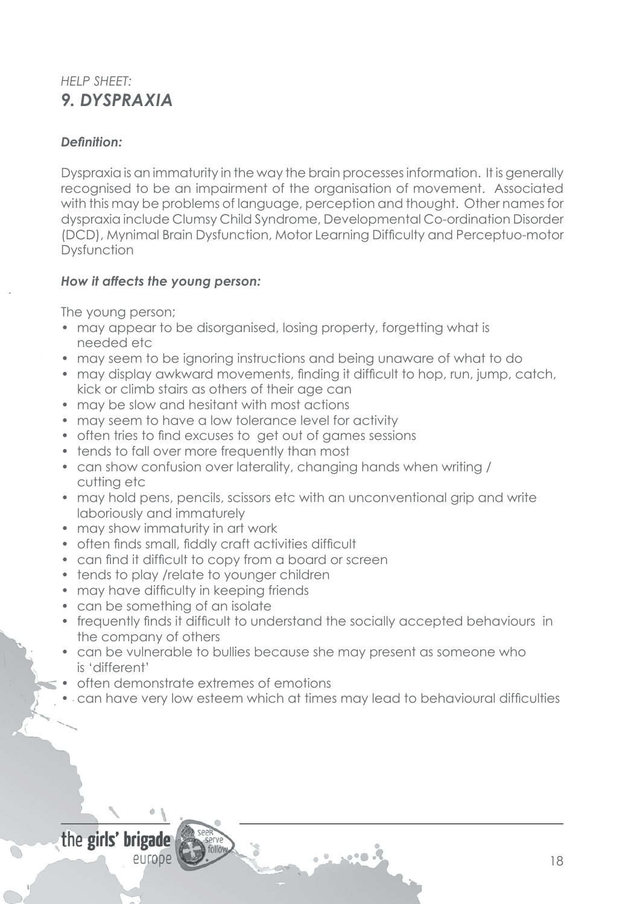*HELP SHEET:*
## *9. DYSPRAXIA*

***Definition:***

Dyspraxia is an immaturity in the way the brain processes information. It is generally recognised to be an impairment of the organisation of movement. Associated with this may be problems of language, perception and thought. Other names for dyspraxia include Clumsy Child Syndrome, Developmental Co-ordination Disorder (DCD), Mynimal Brain Dysfunction, Motor Learning Difficulty and Perceptuo-motor Dysfunction

***How it affects the young person:***

The young person;

- may appear to be disorganised, losing property, forgetting what is needed etc
- may seem to be ignoring instructions and being unaware of what to do
- may display awkward movements, finding it difficult to hop, run, jump, catch, kick or climb stairs as others of their age can
- may be slow and hesitant with most actions
- may seem to have a low tolerance level for activity
- often tries to find excuses to get out of games sessions
- tends to fall over more frequently than most
- can show confusion over laterality, changing hands when writing / cutting etc
- may hold pens, pencils, scissors etc with an unconventional grip and write laboriously and immaturely
- may show immaturity in art work
- often finds small, fiddly craft activities difficult
- can find it difficult to copy from a board or screen
- tends to play /relate to younger children
- may have difficulty in keeping friends
- can be something of an isolate
- frequently finds it difficult to understand the socially accepted behaviours in the company of others
- can be vulnerable to bullies because she may present as someone who is 'different'
- often demonstrate extremes of emotions
- can have very low esteem which at times may lead to behavioural difficulties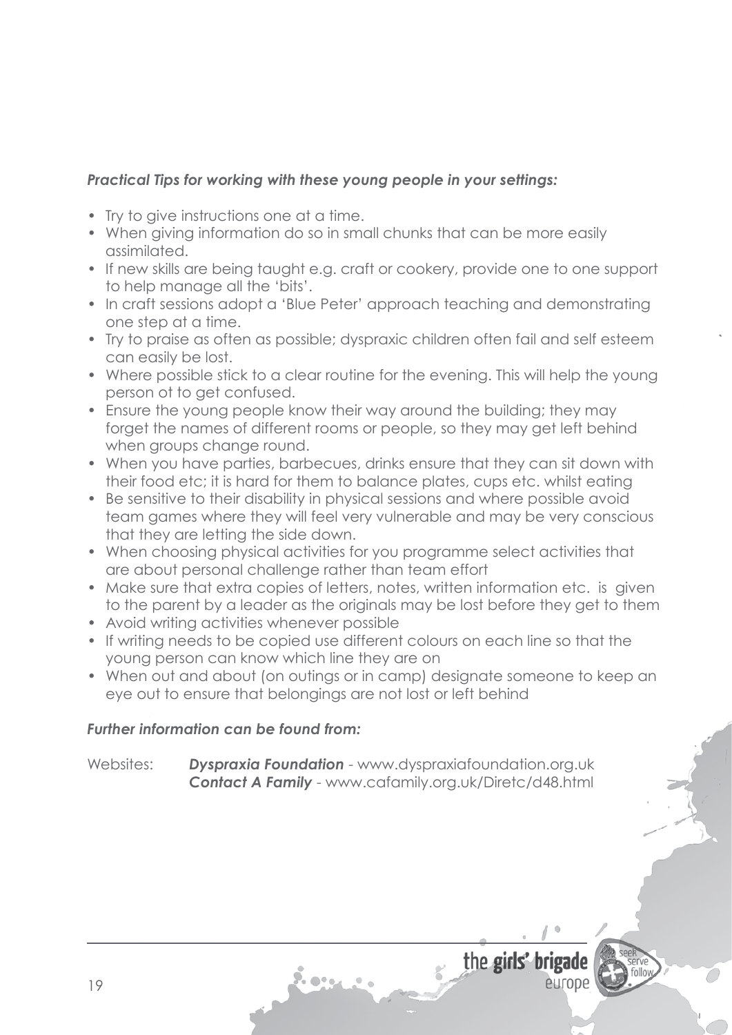***Practical Tips for working with these young people in your settings:***

- Try to give instructions one at a time.
- When giving information do so in small chunks that can be more easily assimilated.
- If new skills are being taught e.g. craft or cookery, provide one to one support to help manage all the 'bits'.
- In craft sessions adopt a 'Blue Peter' approach teaching and demonstrating one step at a time.
- Try to praise as often as possible; dyspraxic children often fail and self esteem can easily be lost.
- Where possible stick to a clear routine for the evening. This will help the young person ot to get confused.
- Ensure the young people know their way around the building; they may forget the names of different rooms or people, so they may get left behind when groups change round.
- When you have parties, barbecues, drinks ensure that they can sit down with their food etc; it is hard for them to balance plates, cups etc. whilst eating
- Be sensitive to their disability in physical sessions and where possible avoid team games where they will feel very vulnerable and may be very conscious that they are letting the side down.
- When choosing physical activities for you programme select activities that are about personal challenge rather than team effort
- Make sure that extra copies of letters, notes, written information etc. is given to the parent by a leader as the originals may be lost before they get to them
- Avoid writing activities whenever possible
- If writing needs to be copied use different colours on each line so that the young person can know which line they are on
- When out and about (on outings or in camp) designate someone to keep an eye out to ensure that belongings are not lost or left behind

***Further information can be found from:***

Websites: ***Dyspraxia Foundation*** - www.dyspraxiafoundation.org.uk
***Contact A Family*** - www.cafamily.org.uk/Diretc/d48.html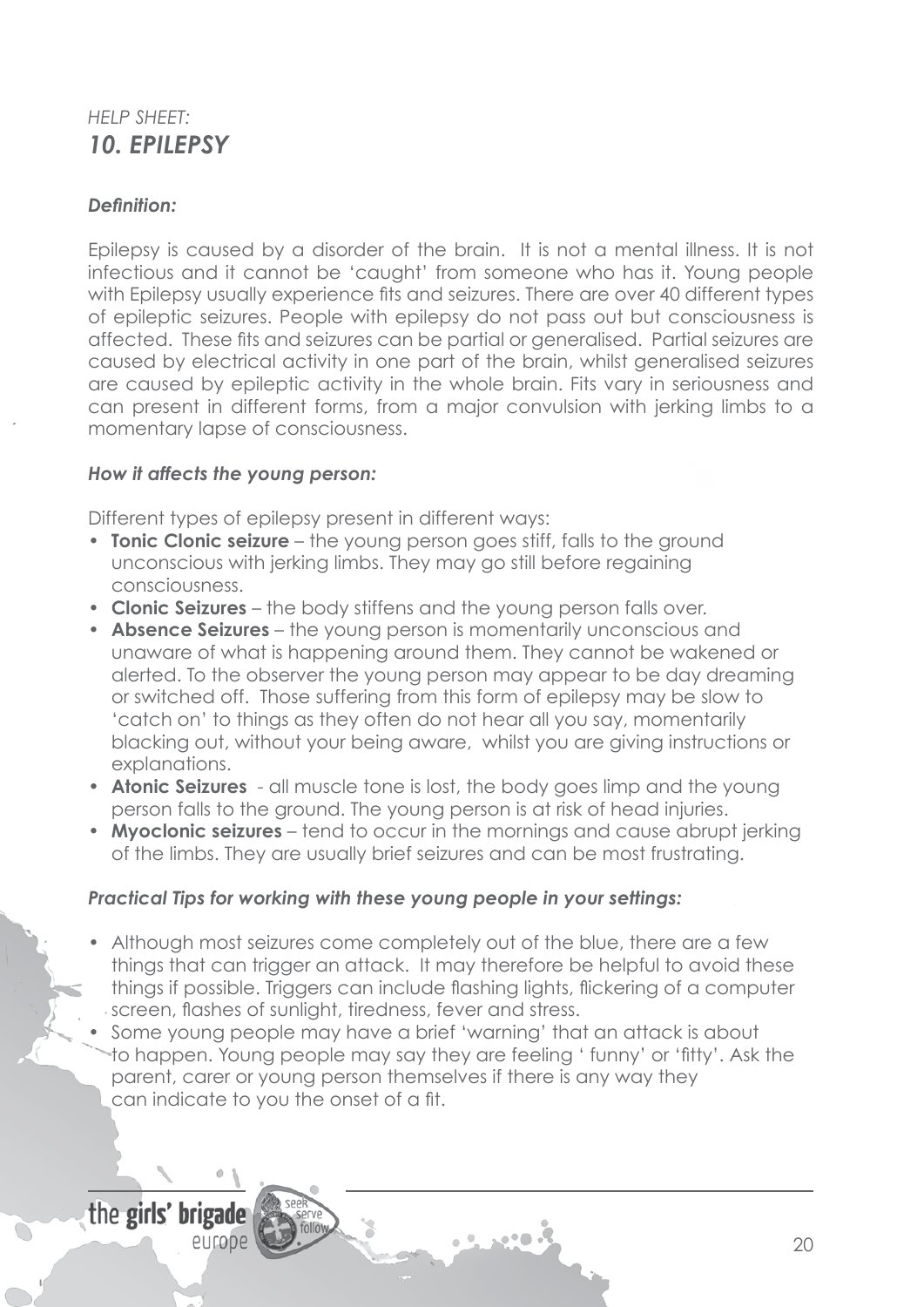*HELP SHEET:*
## *10. EPILEPSY*

### *Definition:*

Epilepsy is caused by a disorder of the brain. It is not a mental illness. It is not infectious and it cannot be 'caught' from someone who has it. Young people with Epilepsy usually experience fits and seizures. There are over 40 different types of epileptic seizures. People with epilepsy do not pass out but consciousness is affected. These fits and seizures can be partial or generalised. Partial seizures are caused by electrical activity in one part of the brain, whilst generalised seizures are caused by epileptic activity in the whole brain. Fits vary in seriousness and can present in different forms, from a major convulsion with jerking limbs to a momentary lapse of consciousness.

### *How it affects the young person:*

Different types of epilepsy present in different ways:

- **Tonic Clonic seizure** – the young person goes stiff, falls to the ground unconscious with jerking limbs. They may go still before regaining consciousness.
- **Clonic Seizures** – the body stiffens and the young person falls over.
- **Absence Seizures** – the young person is momentarily unconscious and unaware of what is happening around them. They cannot be wakened or alerted. To the observer the young person may appear to be day dreaming or switched off. Those suffering from this form of epilepsy may be slow to 'catch on' to things as they often do not hear all you say, momentarily blacking out, without your being aware, whilst you are giving instructions or explanations.
- **Atonic Seizures** - all muscle tone is lost, the body goes limp and the young person falls to the ground. The young person is at risk of head injuries.
- **Myoclonic seizures** – tend to occur in the mornings and cause abrupt jerking of the limbs. They are usually brief seizures and can be most frustrating.

### *Practical Tips for working with these young people in your settings:*

- Although most seizures come completely out of the blue, there are a few things that can trigger an attack. It may therefore be helpful to avoid these things if possible. Triggers can include flashing lights, flickering of a computer screen, flashes of sunlight, tiredness, fever and stress.
- Some young people may have a brief 'warning' that an attack is about to happen. Young people may say they are feeling ' funny' or 'fitty'. Ask the parent, carer or young person themselves if there is any way they can indicate to you the onset of a fit.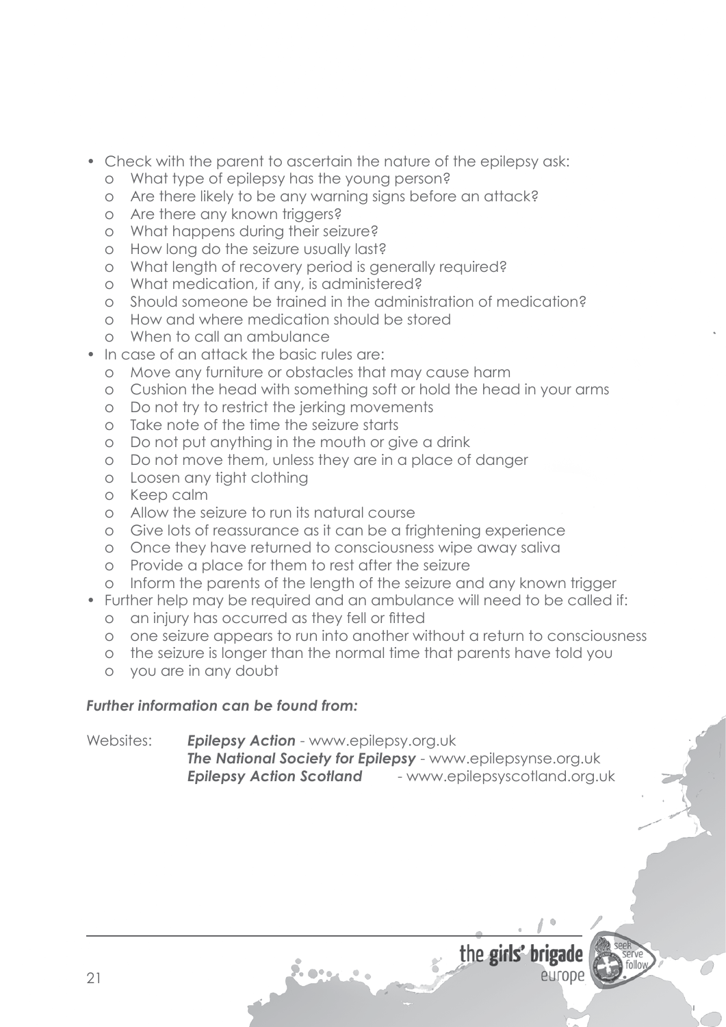- Check with the parent to ascertain the nature of the epilepsy ask:
  - o What type of epilepsy has the young person?
  - o Are there likely to be any warning signs before an attack?
  - o Are there any known triggers?
  - o What happens during their seizure?
  - o How long do the seizure usually last?
  - o What length of recovery period is generally required?
  - o What medication, if any, is administered?
  - o Should someone be trained in the administration of medication?
  - o How and where medication should be stored
  - o When to call an ambulance
- In case of an attack the basic rules are:
  - o Move any furniture or obstacles that may cause harm
  - o Cushion the head with something soft or hold the head in your arms
  - o Do not try to restrict the jerking movements
  - o Take note of the time the seizure starts
  - o Do not put anything in the mouth or give a drink
  - o Do not move them, unless they are in a place of danger
  - o Loosen any tight clothing
  - o Keep calm
  - o Allow the seizure to run its natural course
  - o Give lots of reassurance as it can be a frightening experience
  - o Once they have returned to consciousness wipe away saliva
  - o Provide a place for them to rest after the seizure
  - o Inform the parents of the length of the seizure and any known trigger
- Further help may be required and an ambulance will need to be called if:
  - o an injury has occurred as they fell or fitted
  - o one seizure appears to run into another without a return to consciousness
  - o the seizure is longer than the normal time that parents have told you
  - o you are in any doubt

***Further information can be found from:***

Websites: ***Epilepsy Action*** - www.epilepsy.org.uk
***The National Society for Epilepsy*** - www.epilepsynse.org.uk
***Epilepsy Action Scotland*** - www.epilepsyscotland.org.uk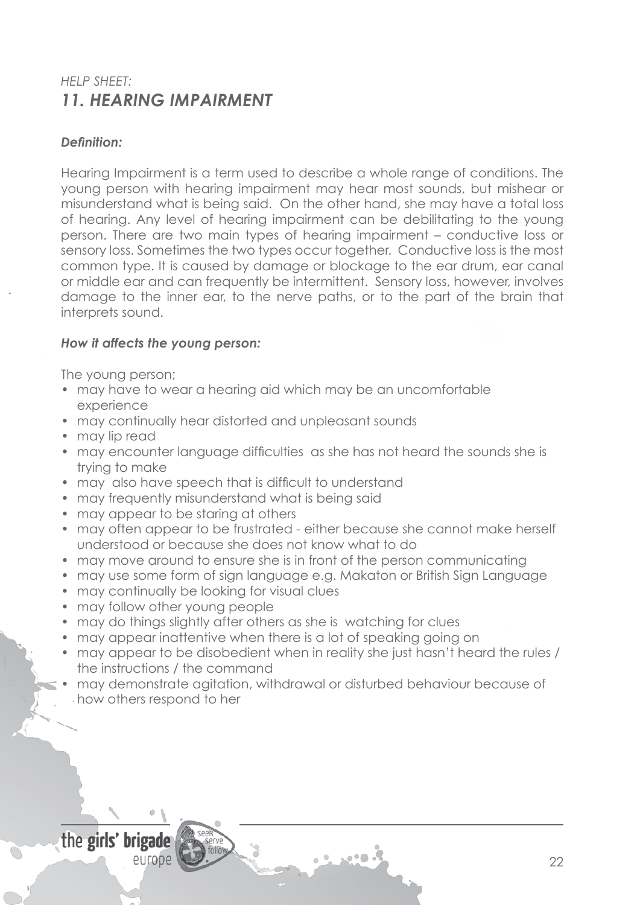*HELP SHEET:*

## *11. HEARING IMPAIRMENT*

### ***Definition:***

Hearing Impairment is a term used to describe a whole range of conditions. The young person with hearing impairment may hear most sounds, but mishear or misunderstand what is being said. On the other hand, she may have a total loss of hearing. Any level of hearing impairment can be debilitating to the young person. There are two main types of hearing impairment – conductive loss or sensory loss. Sometimes the two types occur together. Conductive loss is the most common type. It is caused by damage or blockage to the ear drum, ear canal or middle ear and can frequently be intermittent. Sensory loss, however, involves damage to the inner ear, to the nerve paths, or to the part of the brain that interprets sound.

### ***How it affects the young person:***

The young person;

- may have to wear a hearing aid which may be an uncomfortable experience
- may continually hear distorted and unpleasant sounds
- may lip read
- may encounter language difficulties as she has not heard the sounds she is trying to make
- may also have speech that is difficult to understand
- may frequently misunderstand what is being said
- may appear to be staring at others
- may often appear to be frustrated - either because she cannot make herself understood or because she does not know what to do
- may move around to ensure she is in front of the person communicating
- may use some form of sign language e.g. Makaton or British Sign Language
- may continually be looking for visual clues
- may follow other young people
- may do things slightly after others as she is watching for clues
- may appear inattentive when there is a lot of speaking going on
- may appear to be disobedient when in reality she just hasn't heard the rules / the instructions / the command
- may demonstrate agitation, withdrawal or disturbed behaviour because of how others respond to her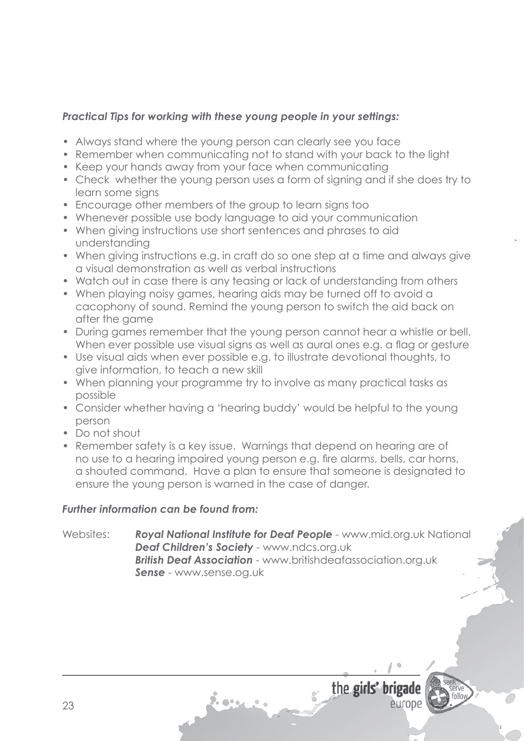***Practical Tips for working with these young people in your settings:***

- Always stand where the young person can clearly see you face
- Remember when communicating not to stand with your back to the light
- Keep your hands away from your face when communicating
- Check whether the young person uses a form of signing and if she does try to learn some signs
- Encourage other members of the group to learn signs too
- Whenever possible use body language to aid your communication
- When giving instructions use short sentences and phrases to aid understanding
- When giving instructions e.g. in craft do so one step at a time and always give a visual demonstration as well as verbal instructions
- Watch out in case there is any teasing or lack of understanding from others
- When playing noisy games, hearing aids may be turned off to avoid a cacophony of sound. Remind the young person to switch the aid back on after the game
- During games remember that the young person cannot hear a whistle or bell. When ever possible use visual signs as well as aural ones e.g. a flag or gesture
- Use visual aids when ever possible e.g. to illustrate devotional thoughts, to give information, to teach a new skill
- When planning your programme try to involve as many practical tasks as possible
- Consider whether having a 'hearing buddy' would be helpful to the young person
- Do not shout
- Remember safety is a key issue. Warnings that depend on hearing are of no use to a hearing impaired young person e.g. fire alarms, bells, car horns, a shouted command. Have a plan to ensure that someone is designated to ensure the young person is warned in the case of danger.

***Further information can be found from:***

Websites: ***Royal National Institute for Deaf People*** - www.rnid.org.uk National ***Deaf Children's Society*** - www.ndcs.org.uk
***British Deaf Association*** - www.britishdeafassociation.org.uk
***Sense*** - www.sense.og.uk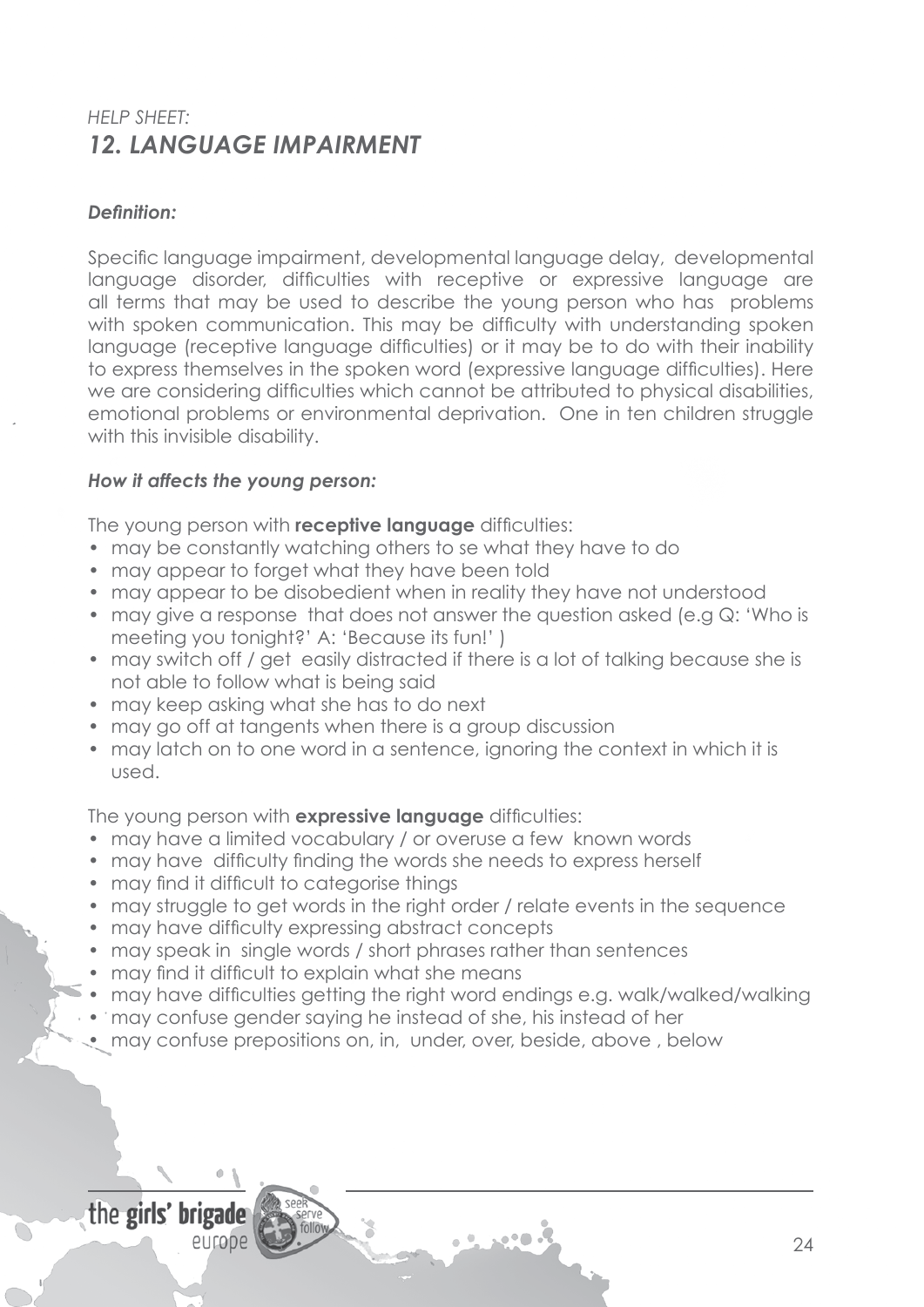*HELP SHEET:*
## *12. LANGUAGE IMPAIRMENT*

***Definition:***

Specific language impairment, developmental language delay, developmental language disorder, difficulties with receptive or expressive language are all terms that may be used to describe the young person who has problems with spoken communication. This may be difficulty with understanding spoken language (receptive language difficulties) or it may be to do with their inability to express themselves in the spoken word (expressive language difficulties). Here we are considering difficulties which cannot be attributed to physical disabilities, emotional problems or environmental deprivation. One in ten children struggle with this invisible disability.

***How it affects the young person:***

The young person with **receptive language** difficulties:

- may be constantly watching others to se what they have to do
- may appear to forget what they have been told
- may appear to be disobedient when in reality they have not understood
- may give a response that does not answer the question asked (e.g Q: 'Who is meeting you tonight?' A: 'Because its fun!' )
- may switch off / get easily distracted if there is a lot of talking because she is not able to follow what is being said
- may keep asking what she has to do next
- may go off at tangents when there is a group discussion
- may latch on to one word in a sentence, ignoring the context in which it is used.

The young person with **expressive language** difficulties:

- may have a limited vocabulary / or overuse a few known words
- may have difficulty finding the words she needs to express herself
- may find it difficult to categorise things
- may struggle to get words in the right order / relate events in the sequence
- may have difficulty expressing abstract concepts
- may speak in single words / short phrases rather than sentences
- may find it difficult to explain what she means
- may have difficulties getting the right word endings e.g. walk/walked/walking
- may confuse gender saying he instead of she, his instead of her
- may confuse prepositions on, in, under, over, beside, above , below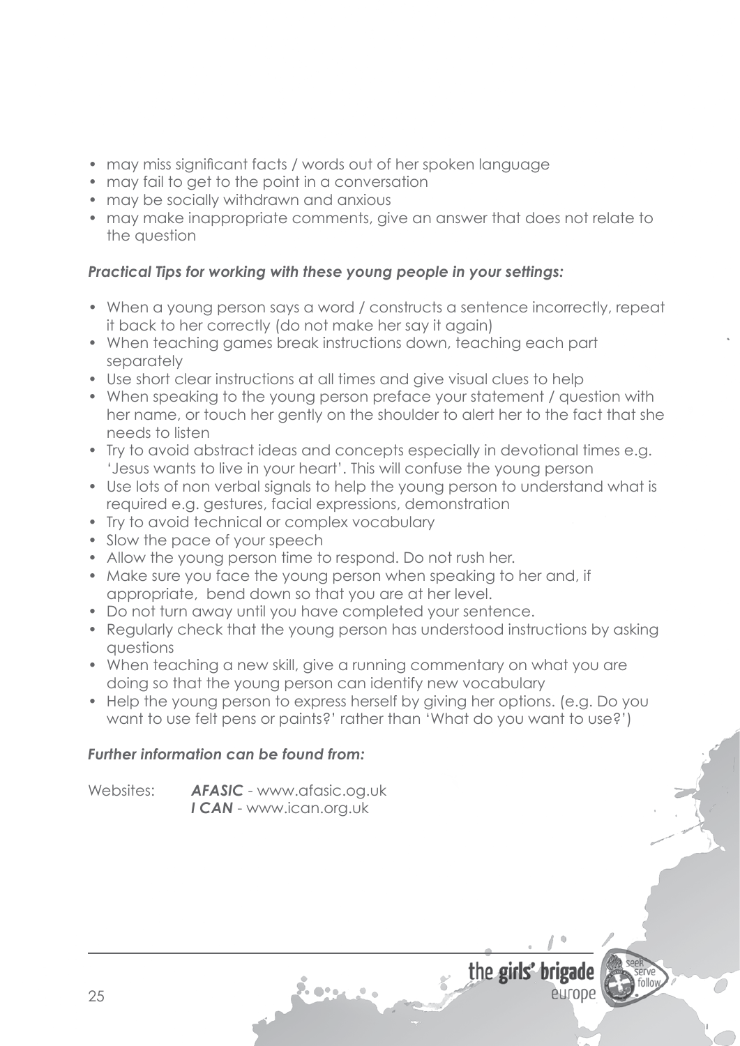- may miss significant facts / words out of her spoken language
- may fail to get to the point in a conversation
- may be socially withdrawn and anxious
- may make inappropriate comments, give an answer that does not relate to the question

***Practical Tips for working with these young people in your settings:***

- When a young person says a word / constructs a sentence incorrectly, repeat it back to her correctly (do not make her say it again)
- When teaching games break instructions down, teaching each part separately
- Use short clear instructions at all times and give visual clues to help
- When speaking to the young person preface your statement / question with her name, or touch her gently on the shoulder to alert her to the fact that she needs to listen
- Try to avoid abstract ideas and concepts especially in devotional times e.g. 'Jesus wants to live in your heart'. This will confuse the young person
- Use lots of non verbal signals to help the young person to understand what is required e.g. gestures, facial expressions, demonstration
- Try to avoid technical or complex vocabulary
- Slow the pace of your speech
- Allow the young person time to respond. Do not rush her.
- Make sure you face the young person when speaking to her and, if appropriate, bend down so that you are at her level.
- Do not turn away until you have completed your sentence.
- Regularly check that the young person has understood instructions by asking questions
- When teaching a new skill, give a running commentary on what you are doing so that the young person can identify new vocabulary
- Help the young person to express herself by giving her options. (e.g. Do you want to use felt pens or paints?' rather than 'What do you want to use?')

***Further information can be found from:***

Websites: ***AFASIC*** - www.afasic.og.uk
***I CAN*** - www.ican.org.uk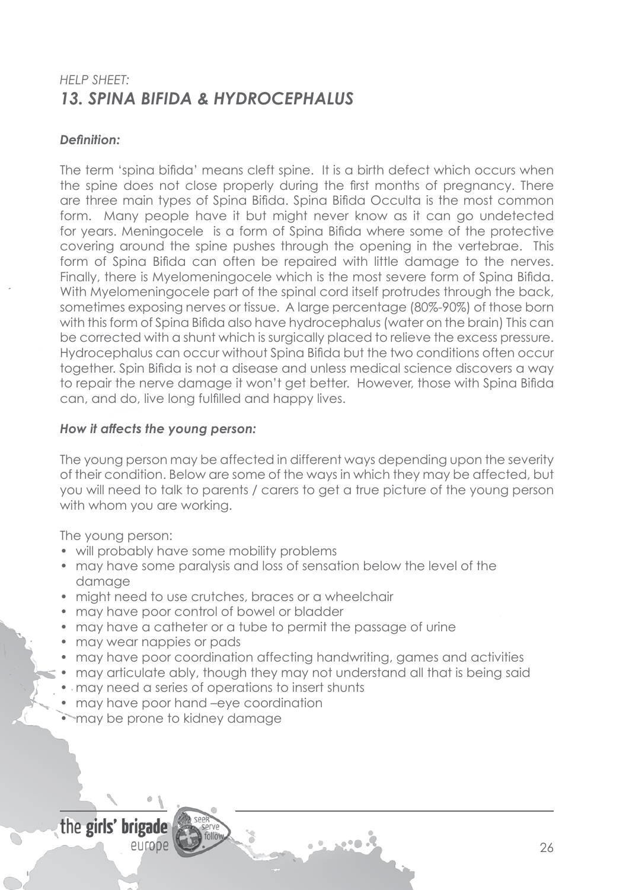*HELP SHEET:*
## *13. SPINA BIFIDA & HYDROCEPHALUS*

***Definition:***

The term 'spina bifida' means cleft spine. It is a birth defect which occurs when the spine does not close properly during the first months of pregnancy. There are three main types of Spina Bifida. Spina Bifida Occulta is the most common form. Many people have it but might never know as it can go undetected for years. Meningocele is a form of Spina Bifida where some of the protective covering around the spine pushes through the opening in the vertebrae. This form of Spina Bifida can often be repaired with little damage to the nerves. Finally, there is Myelomeningocele which is the most severe form of Spina Bifida. With Myelomeningocele part of the spinal cord itself protrudes through the back, sometimes exposing nerves or tissue. A large percentage (80%-90%) of those born with this form of Spina Bifida also have hydrocephalus (water on the brain) This can be corrected with a shunt which is surgically placed to relieve the excess pressure. Hydrocephalus can occur without Spina Bifida but the two conditions often occur together. Spin Bifida is not a disease and unless medical science discovers a way to repair the nerve damage it won't get better. However, those with Spina Bifida can, and do, live long fulfilled and happy lives.

***How it affects the young person:***

The young person may be affected in different ways depending upon the severity of their condition. Below are some of the ways in which they may be affected, but you will need to talk to parents / carers to get a true picture of the young person with whom you are working.

The young person:

- will probably have some mobility problems
- may have some paralysis and loss of sensation below the level of the damage
- might need to use crutches, braces or a wheelchair
- may have poor control of bowel or bladder
- may have a catheter or a tube to permit the passage of urine
- may wear nappies or pads
- may have poor coordination affecting handwriting, games and activities
- may articulate ably, though they may not understand all that is being said
- may need a series of operations to insert shunts
- may have poor hand –eye coordination
- may be prone to kidney damage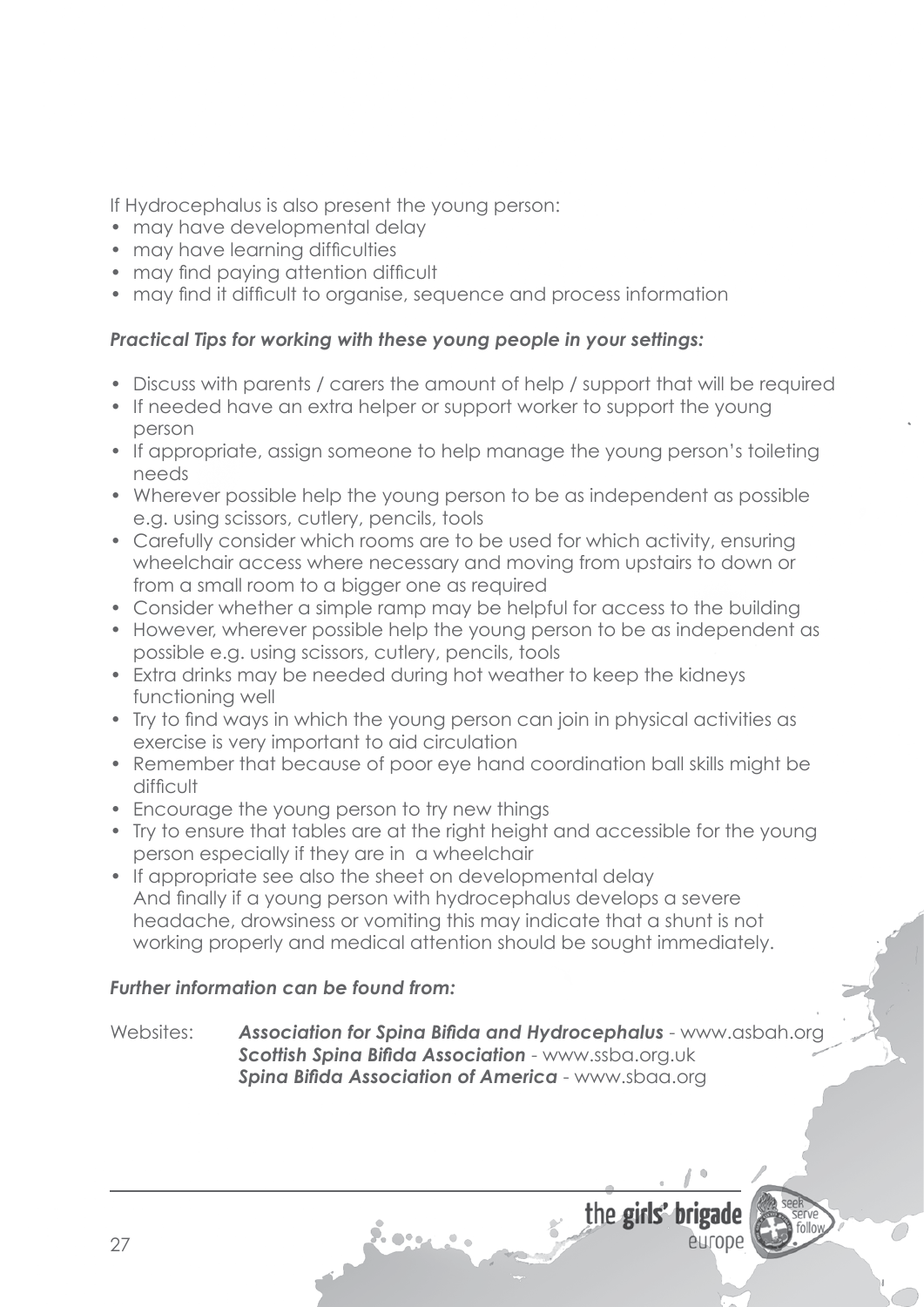If Hydrocephalus is also present the young person:

- may have developmental delay
- may have learning difficulties
- may find paying attention difficult
- may find it difficult to organise, sequence and process information

***Practical Tips for working with these young people in your settings:***

- Discuss with parents / carers the amount of help / support that will be required
- If needed have an extra helper or support worker to support the young person
- If appropriate, assign someone to help manage the young person's toileting needs
- Wherever possible help the young person to be as independent as possible e.g. using scissors, cutlery, pencils, tools
- Carefully consider which rooms are to be used for which activity, ensuring wheelchair access where necessary and moving from upstairs to down or from a small room to a bigger one as required
- Consider whether a simple ramp may be helpful for access to the building
- However, wherever possible help the young person to be as independent as possible e.g. using scissors, cutlery, pencils, tools
- Extra drinks may be needed during hot weather to keep the kidneys functioning well
- Try to find ways in which the young person can join in physical activities as exercise is very important to aid circulation
- Remember that because of poor eye hand coordination ball skills might be difficult
- Encourage the young person to try new things
- Try to ensure that tables are at the right height and accessible for the young person especially if they are in a wheelchair
- If appropriate see also the sheet on developmental delay
  And finally if a young person with hydrocephalus develops a severe headache, drowsiness or vomiting this may indicate that a shunt is not working properly and medical attention should be sought immediately.

***Further information can be found from:***

Websites:
***Association for Spina Bifida and Hydrocephalus*** - www.asbah.org
***Scottish Spina Bifida Association*** - www.ssba.org.uk
***Spina Bifida Association of America*** - www.sbaa.org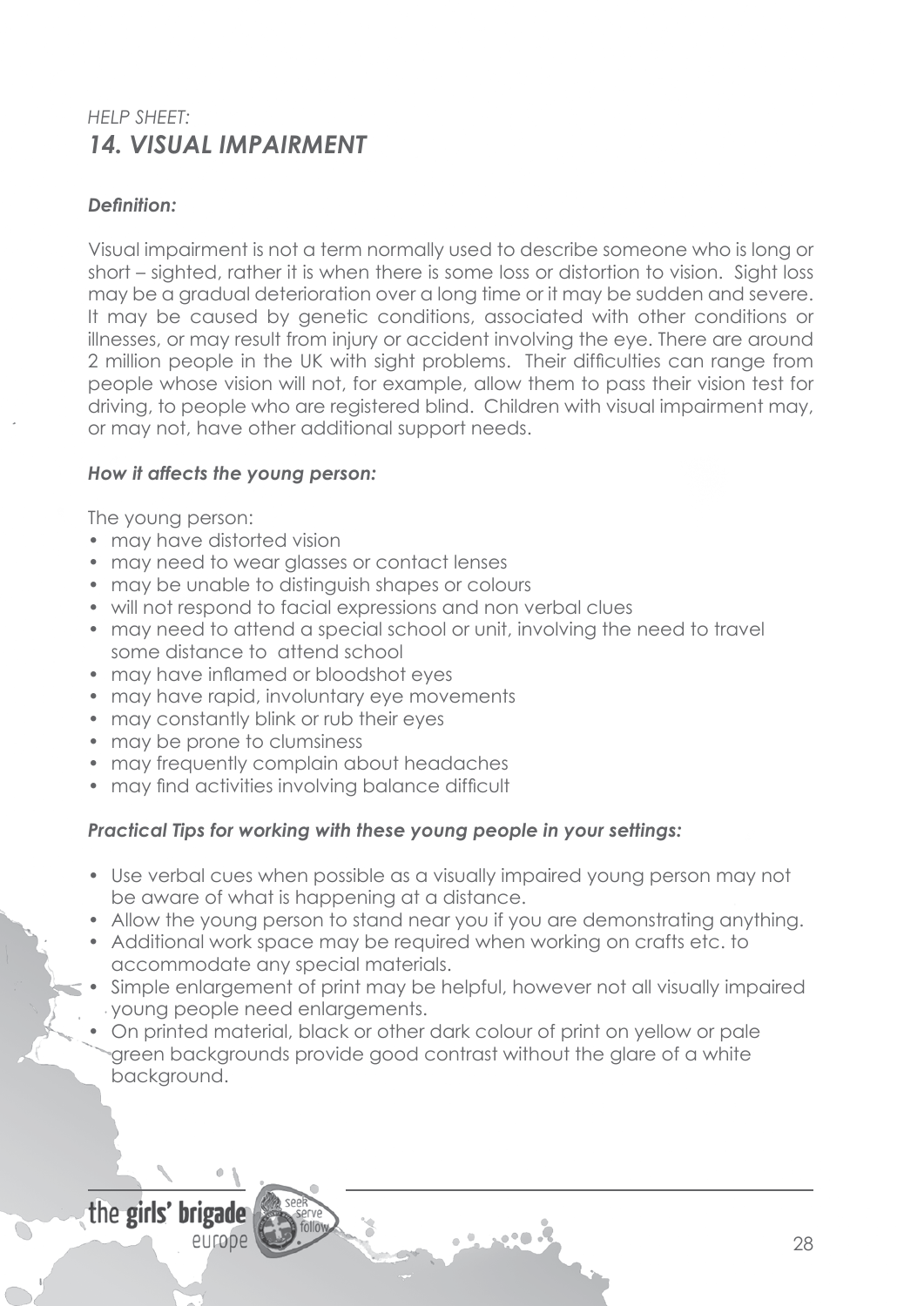*HELP SHEET:*
## *14. VISUAL IMPAIRMENT*

***Definition:***

Visual impairment is not a term normally used to describe someone who is long or short – sighted, rather it is when there is some loss or distortion to vision. Sight loss may be a gradual deterioration over a long time or it may be sudden and severe. It may be caused by genetic conditions, associated with other conditions or illnesses, or may result from injury or accident involving the eye. There are around 2 million people in the UK with sight problems. Their difficulties can range from people whose vision will not, for example, allow them to pass their vision test for driving, to people who are registered blind. Children with visual impairment may, or may not, have other additional support needs.

***How it affects the young person:***

The young person:

- may have distorted vision
- may need to wear glasses or contact lenses
- may be unable to distinguish shapes or colours
- will not respond to facial expressions and non verbal clues
- may need to attend a special school or unit, involving the need to travel some distance to attend school
- may have inflamed or bloodshot eyes
- may have rapid, involuntary eye movements
- may constantly blink or rub their eyes
- may be prone to clumsiness
- may frequently complain about headaches
- may find activities involving balance difficult

***Practical Tips for working with these young people in your settings:***

- Use verbal cues when possible as a visually impaired young person may not be aware of what is happening at a distance.
- Allow the young person to stand near you if you are demonstrating anything.
- Additional work space may be required when working on crafts etc. to accommodate any special materials.
- Simple enlargement of print may be helpful, however not all visually impaired young people need enlargements.
- On printed material, black or other dark colour of print on yellow or pale green backgrounds provide good contrast without the glare of a white background.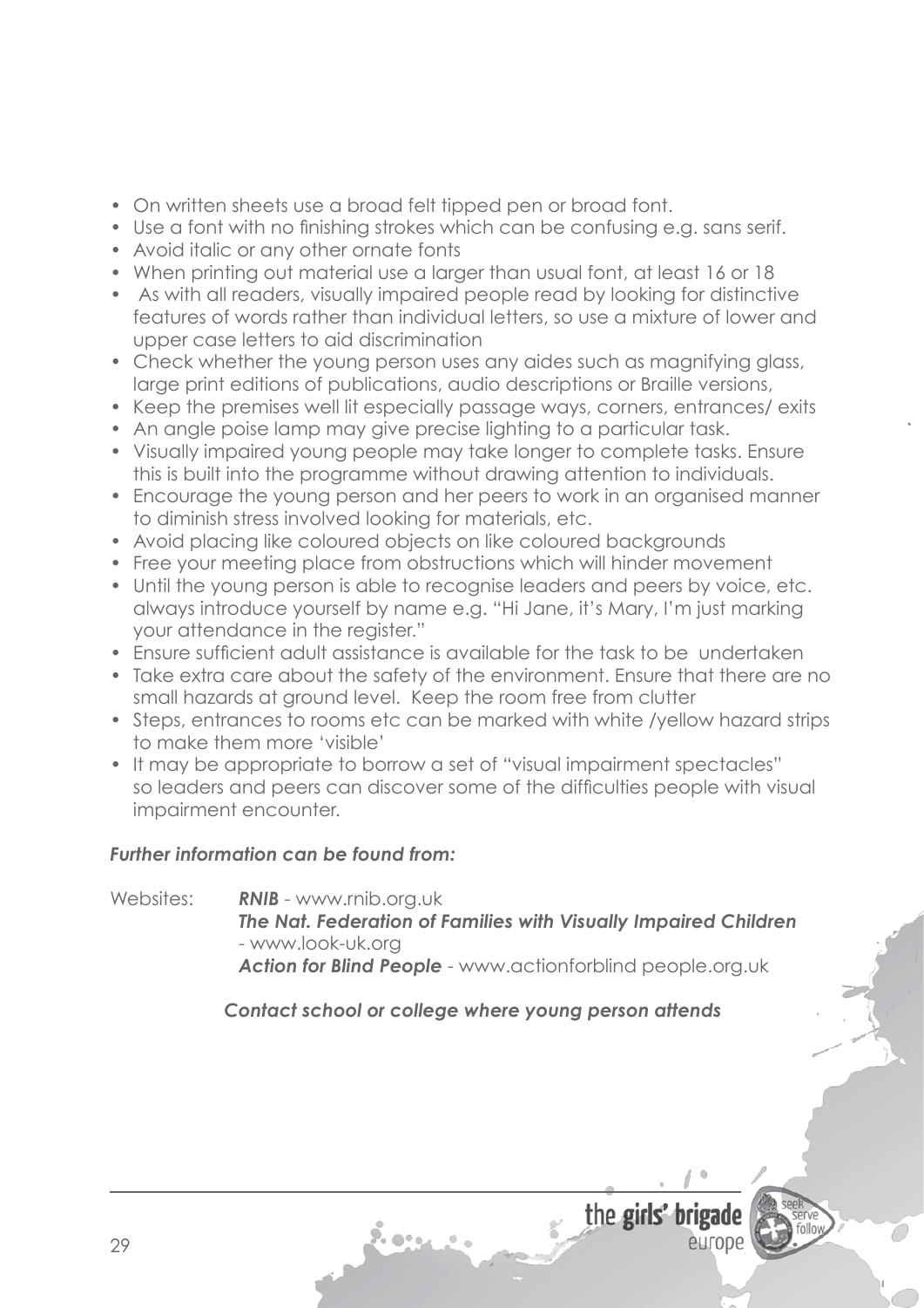- On written sheets use a broad felt tipped pen or broad font.
- Use a font with no finishing strokes which can be confusing e.g. sans serif.
- Avoid italic or any other ornate fonts
- When printing out material use a larger than usual font, at least 16 or 18
- As with all readers, visually impaired people read by looking for distinctive features of words rather than individual letters, so use a mixture of lower and upper case letters to aid discrimination
- Check whether the young person uses any aides such as magnifying glass, large print editions of publications, audio descriptions or Braille versions,
- Keep the premises well lit especially passage ways, corners, entrances/ exits
- An angle poise lamp may give precise lighting to a particular task.
- Visually impaired young people may take longer to complete tasks. Ensure this is built into the programme without drawing attention to individuals.
- Encourage the young person and her peers to work in an organised manner to diminish stress involved looking for materials, etc.
- Avoid placing like coloured objects on like coloured backgrounds
- Free your meeting place from obstructions which will hinder movement
- Until the young person is able to recognise leaders and peers by voice, etc. always introduce yourself by name e.g. "Hi Jane, it's Mary, I'm just marking your attendance in the register."
- Ensure sufficient adult assistance is available for the task to be undertaken
- Take extra care about the safety of the environment. Ensure that there are no small hazards at ground level. Keep the room free from clutter
- Steps, entrances to rooms etc can be marked with white /yellow hazard strips to make them more 'visible'
- It may be appropriate to borrow a set of "visual impairment spectacles" so leaders and peers can discover some of the difficulties people with visual impairment encounter.

***Further information can be found from:***

Websites: ***RNIB*** - www.rnib.org.uk
***The Nat. Federation of Families with Visually Impaired Children*** - www.look-uk.org
***Action for Blind People*** - www.actionforblind people.org.uk

***Contact school or college where young person attends***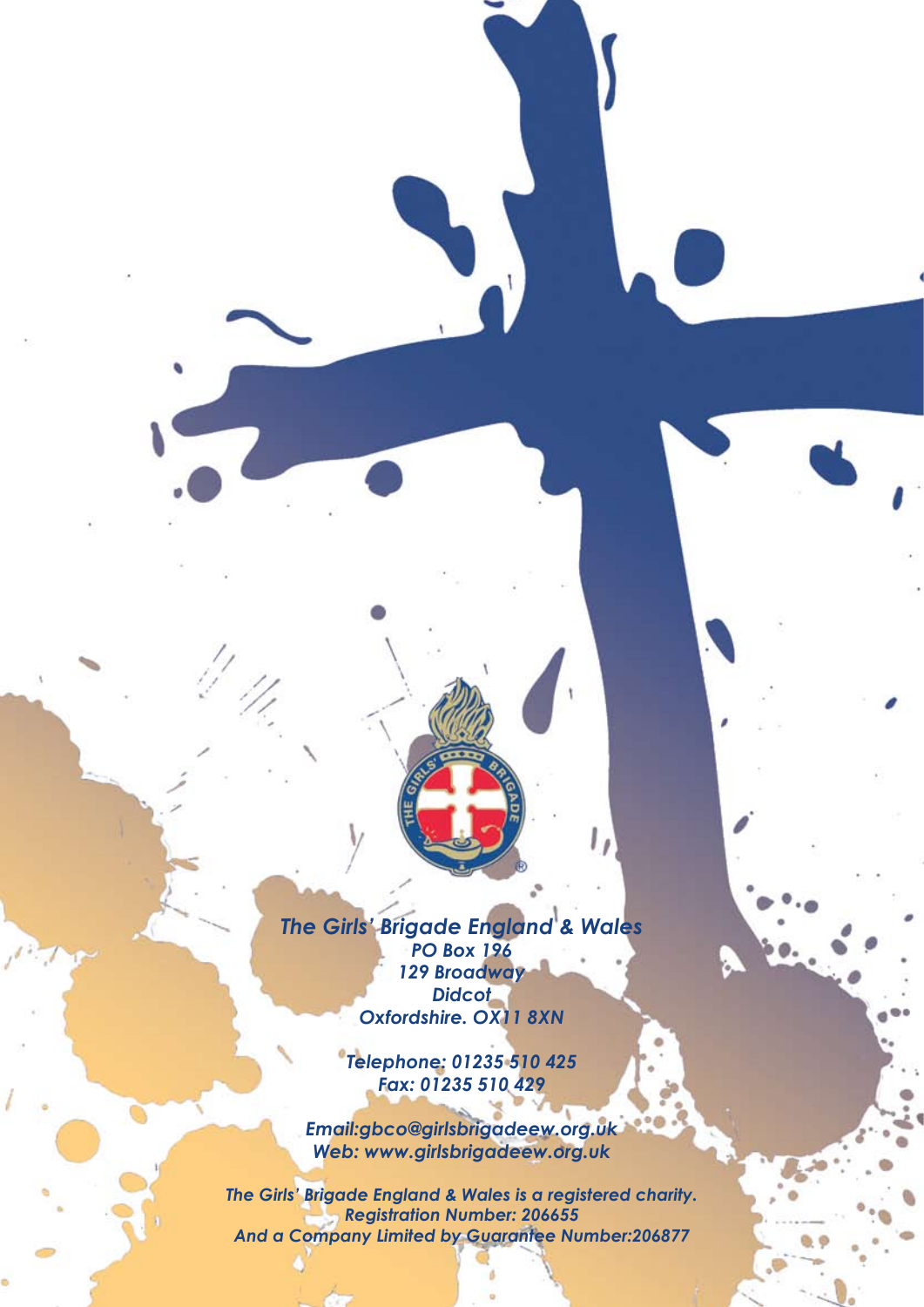***The Girls' Brigade England & Wales***
*PO Box 196*
*129 Broadway*
*Didcot*
*Oxfordshire. OX11 8XN*

*Telephone: 01235 510 425*
*Fax: 01235 510 429*

*Email:gbco@girlsbrigadeew.org.uk*
*Web: www.girlsbrigadeew.org.uk*

*The Girls' Brigade England & Wales is a registered charity.*
*Registration Number: 206655*
*And a Company Limited by Guarantee Number:206877*